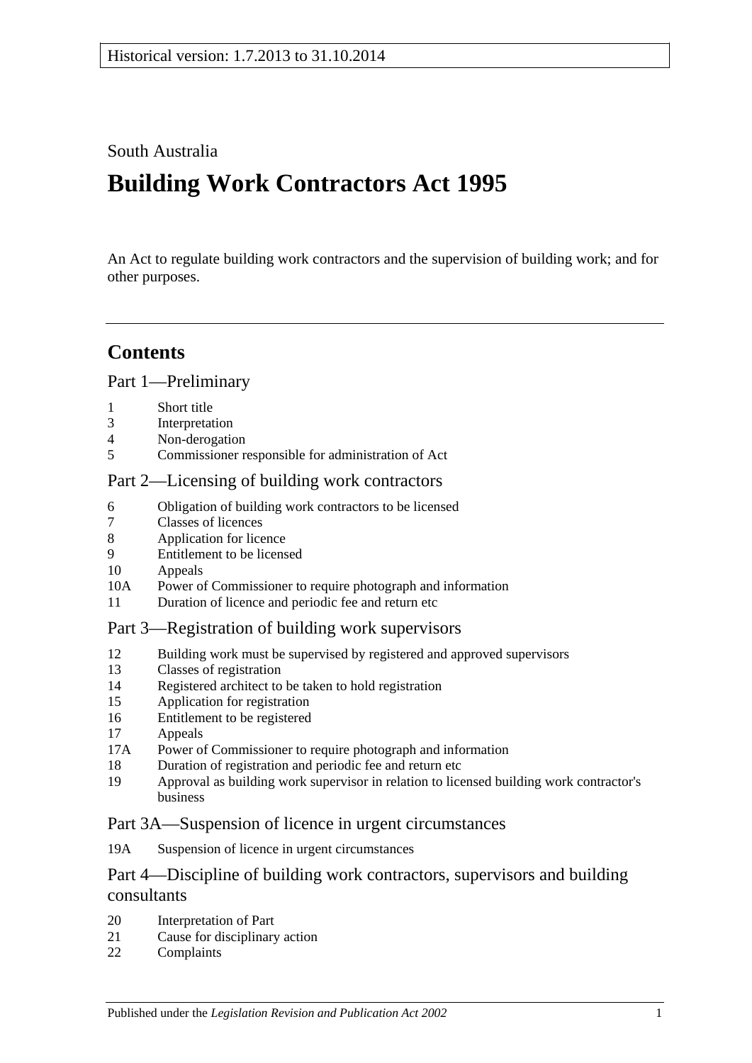Historical version: 1.7.2013 to 31.10.2014

South Australia

# Building Work Contractors Act 1995

An Act to regulate building work contractors and the supervision of building work; and for other purposes.

## Contents

### Part 1—Preliminary

1 Short title
3 Interpretation
4 Non-derogation
5 Commissioner responsible for administration of Act

### Part 2—Licensing of building work contractors

6 Obligation of building work contractors to be licensed
7 Classes of licences
8 Application for licence
9 Entitlement to be licensed
10 Appeals
10A Power of Commissioner to require photograph and information
11 Duration of licence and periodic fee and return etc

### Part 3—Registration of building work supervisors

12 Building work must be supervised by registered and approved supervisors
13 Classes of registration
14 Registered architect to be taken to hold registration
15 Application for registration
16 Entitlement to be registered
17 Appeals
17A Power of Commissioner to require photograph and information
18 Duration of registration and periodic fee and return etc
19 Approval as building work supervisor in relation to licensed building work contractor's business

### Part 3A—Suspension of licence in urgent circumstances

19A Suspension of licence in urgent circumstances

### Part 4—Discipline of building work contractors, supervisors and building consultants

20 Interpretation of Part
21 Cause for disciplinary action
22 Complaints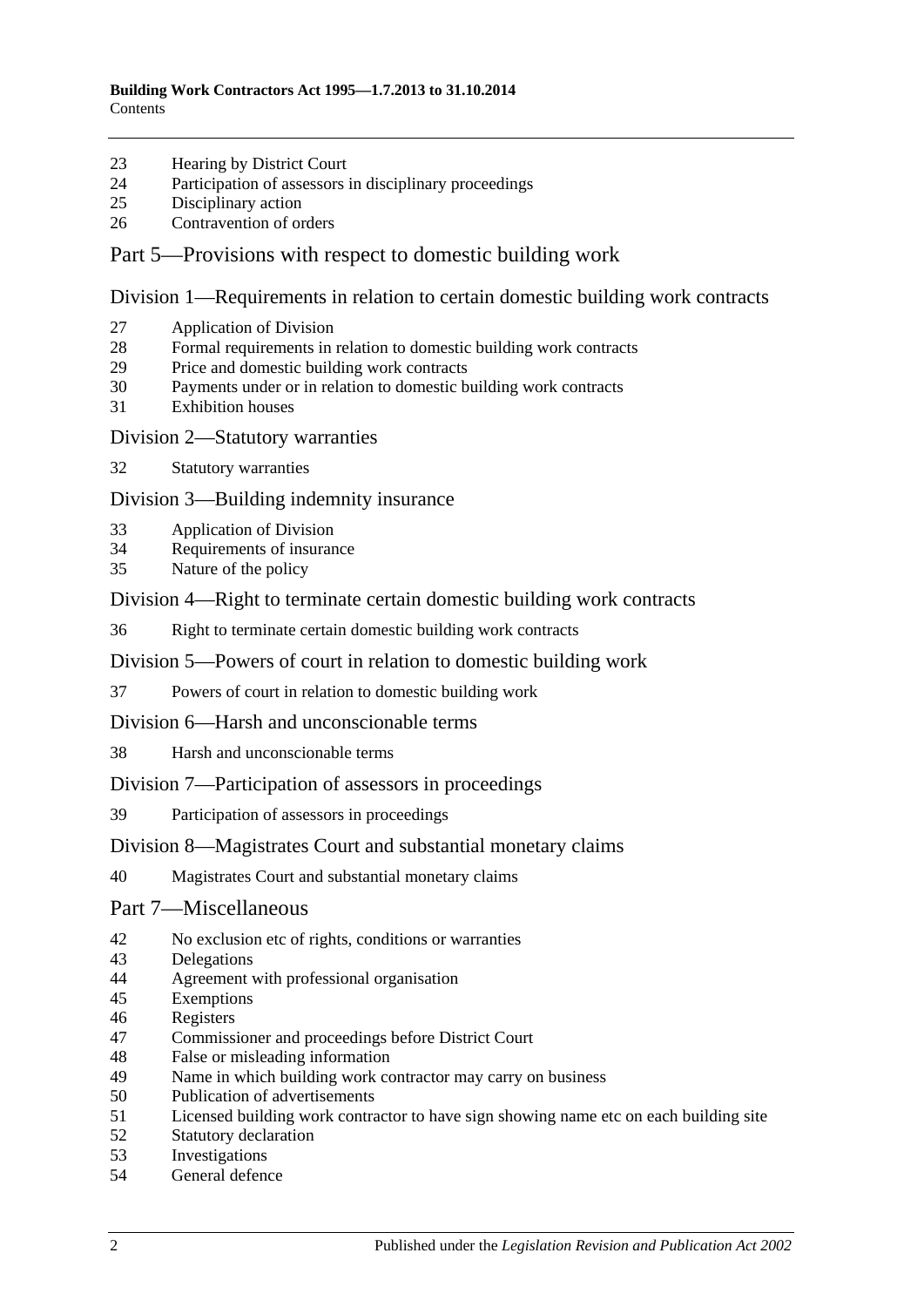23 Hearing by District Court
24 Participation of assessors in disciplinary proceedings
25 Disciplinary action
26 Contravention of orders

## Part 5—Provisions with respect to domestic building work

### Division 1—Requirements in relation to certain domestic building work contracts

27 Application of Division
28 Formal requirements in relation to domestic building work contracts
29 Price and domestic building work contracts
30 Payments under or in relation to domestic building work contracts
31 Exhibition houses

### Division 2—Statutory warranties

32 Statutory warranties

### Division 3—Building indemnity insurance

33 Application of Division
34 Requirements of insurance
35 Nature of the policy

### Division 4—Right to terminate certain domestic building work contracts

36 Right to terminate certain domestic building work contracts

### Division 5—Powers of court in relation to domestic building work

37 Powers of court in relation to domestic building work

### Division 6—Harsh and unconscionable terms

38 Harsh and unconscionable terms

### Division 7—Participation of assessors in proceedings

39 Participation of assessors in proceedings

### Division 8—Magistrates Court and substantial monetary claims

40 Magistrates Court and substantial monetary claims

## Part 7—Miscellaneous

42 No exclusion etc of rights, conditions or warranties
43 Delegations
44 Agreement with professional organisation
45 Exemptions
46 Registers
47 Commissioner and proceedings before District Court
48 False or misleading information
49 Name in which building work contractor may carry on business
50 Publication of advertisements
51 Licensed building work contractor to have sign showing name etc on each building site
52 Statutory declaration
53 Investigations
54 General defence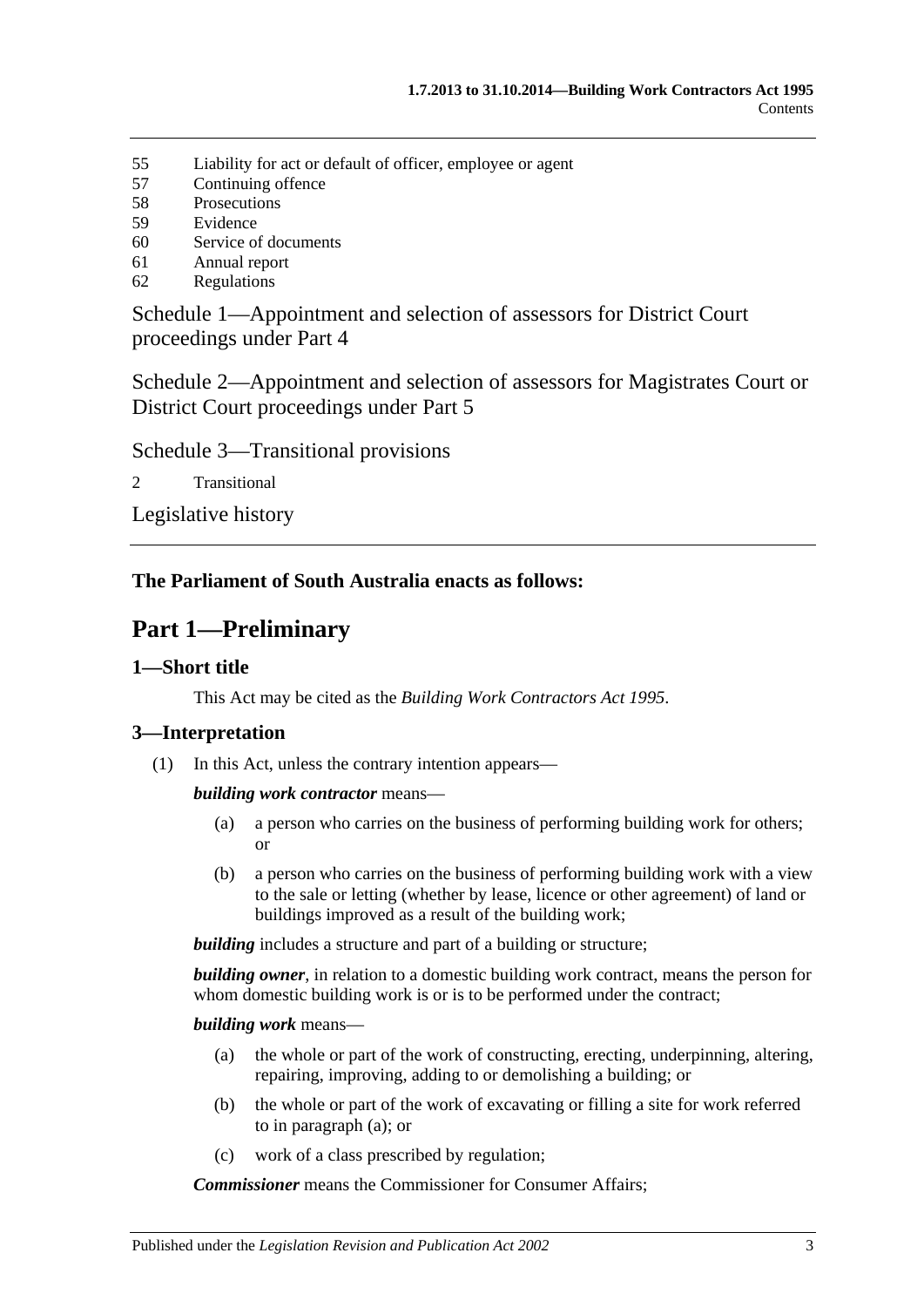55 Liability for act or default of officer, employee or agent
57 Continuing offence
58 Prosecutions
59 Evidence
60 Service of documents
61 Annual report
62 Regulations

Schedule 1—Appointment and selection of assessors for District Court proceedings under Part 4

Schedule 2—Appointment and selection of assessors for Magistrates Court or District Court proceedings under Part 5

Schedule 3—Transitional provisions

2 Transitional

Legislative history

**The Parliament of South Australia enacts as follows:**

# Part 1—Preliminary

## 1—Short title

This Act may be cited as the *Building Work Contractors Act 1995*.

## 3—Interpretation

(1) In this Act, unless the contrary intention appears—

***building work contractor*** means—

- (a) a person who carries on the business of performing building work for others; or
- (b) a person who carries on the business of performing building work with a view to the sale or letting (whether by lease, licence or other agreement) of land or buildings improved as a result of the building work;

***building*** includes a structure and part of a building or structure;

***building owner***, in relation to a domestic building work contract, means the person for whom domestic building work is or is to be performed under the contract;

***building work*** means—

- (a) the whole or part of the work of constructing, erecting, underpinning, altering, repairing, improving, adding to or demolishing a building; or
- (b) the whole or part of the work of excavating or filling a site for work referred to in paragraph (a); or
- (c) work of a class prescribed by regulation;

***Commissioner*** means the Commissioner for Consumer Affairs;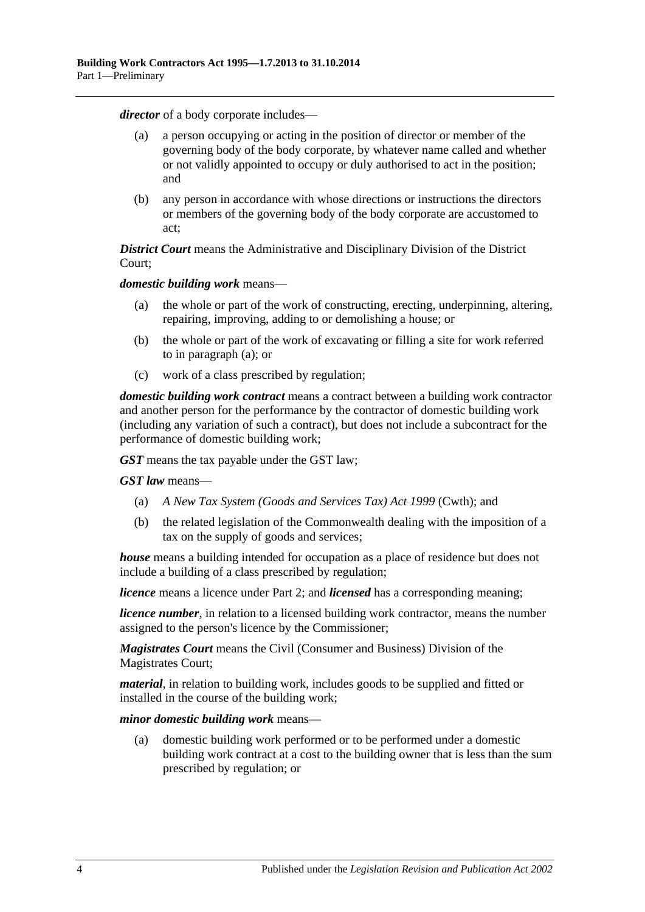***director*** of a body corporate includes—

(a) a person occupying or acting in the position of director or member of the governing body of the body corporate, by whatever name called and whether or not validly appointed to occupy or duly authorised to act in the position; and

(b) any person in accordance with whose directions or instructions the directors or members of the governing body of the body corporate are accustomed to act;

***District Court*** means the Administrative and Disciplinary Division of the District Court;

***domestic building work*** means—

(a) the whole or part of the work of constructing, erecting, underpinning, altering, repairing, improving, adding to or demolishing a house; or

(b) the whole or part of the work of excavating or filling a site for work referred to in paragraph (a); or

(c) work of a class prescribed by regulation;

***domestic building work contract*** means a contract between a building work contractor and another person for the performance by the contractor of domestic building work (including any variation of such a contract), but does not include a subcontract for the performance of domestic building work;

***GST*** means the tax payable under the GST law;

***GST law*** means—

(a) *A New Tax System (Goods and Services Tax) Act 1999* (Cwth); and

(b) the related legislation of the Commonwealth dealing with the imposition of a tax on the supply of goods and services;

***house*** means a building intended for occupation as a place of residence but does not include a building of a class prescribed by regulation;

***licence*** means a licence under Part 2; and ***licensed*** has a corresponding meaning;

***licence number***, in relation to a licensed building work contractor, means the number assigned to the person's licence by the Commissioner;

***Magistrates Court*** means the Civil (Consumer and Business) Division of the Magistrates Court;

***material***, in relation to building work, includes goods to be supplied and fitted or installed in the course of the building work;

***minor domestic building work*** means—

(a) domestic building work performed or to be performed under a domestic building work contract at a cost to the building owner that is less than the sum prescribed by regulation; or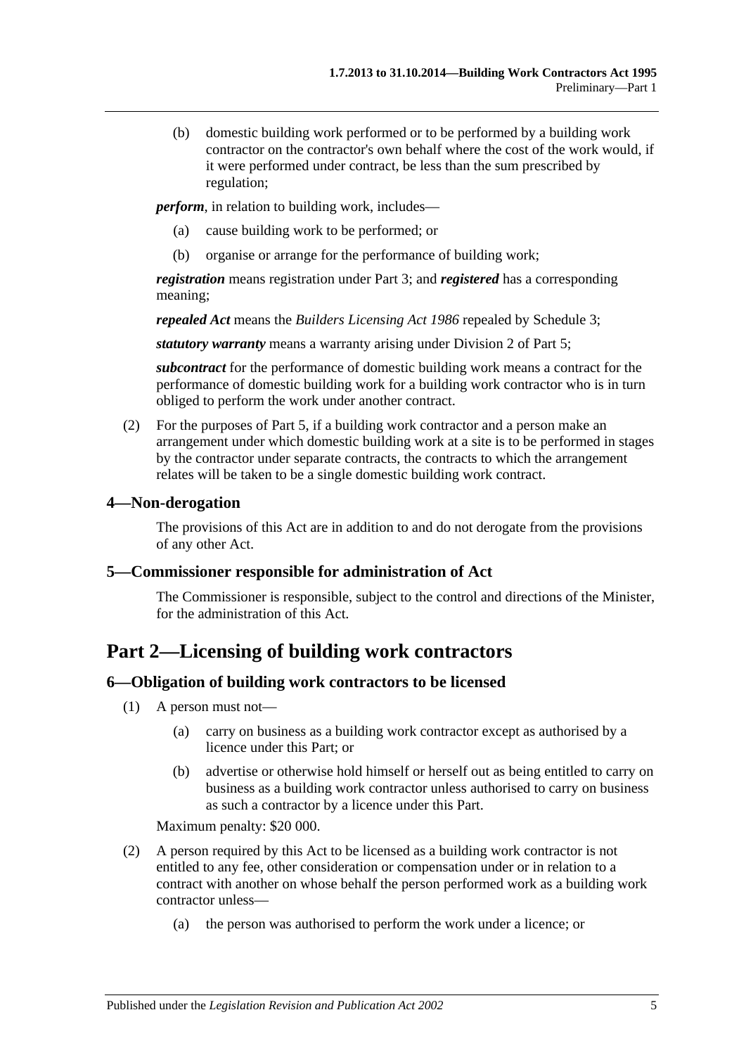(b) domestic building work performed or to be performed by a building work contractor on the contractor's own behalf where the cost of the work would, if it were performed under contract, be less than the sum prescribed by regulation;

***perform***, in relation to building work, includes—

(a) cause building work to be performed; or

(b) organise or arrange for the performance of building work;

***registration*** means registration under Part 3; and ***registered*** has a corresponding meaning;

***repealed Act*** means the *Builders Licensing Act 1986* repealed by Schedule 3;

***statutory warranty*** means a warranty arising under Division 2 of Part 5;

***subcontract*** for the performance of domestic building work means a contract for the performance of domestic building work for a building work contractor who is in turn obliged to perform the work under another contract.

(2) For the purposes of Part 5, if a building work contractor and a person make an arrangement under which domestic building work at a site is to be performed in stages by the contractor under separate contracts, the contracts to which the arrangement relates will be taken to be a single domestic building work contract.

### 4—Non-derogation

The provisions of this Act are in addition to and do not derogate from the provisions of any other Act.

### 5—Commissioner responsible for administration of Act

The Commissioner is responsible, subject to the control and directions of the Minister, for the administration of this Act.

## Part 2—Licensing of building work contractors

### 6—Obligation of building work contractors to be licensed

(1) A person must not—

(a) carry on business as a building work contractor except as authorised by a licence under this Part; or

(b) advertise or otherwise hold himself or herself out as being entitled to carry on business as a building work contractor unless authorised to carry on business as such a contractor by a licence under this Part.

Maximum penalty: $20 000.

(2) A person required by this Act to be licensed as a building work contractor is not entitled to any fee, other consideration or compensation under or in relation to a contract with another on whose behalf the person performed work as a building work contractor unless—

(a) the person was authorised to perform the work under a licence; or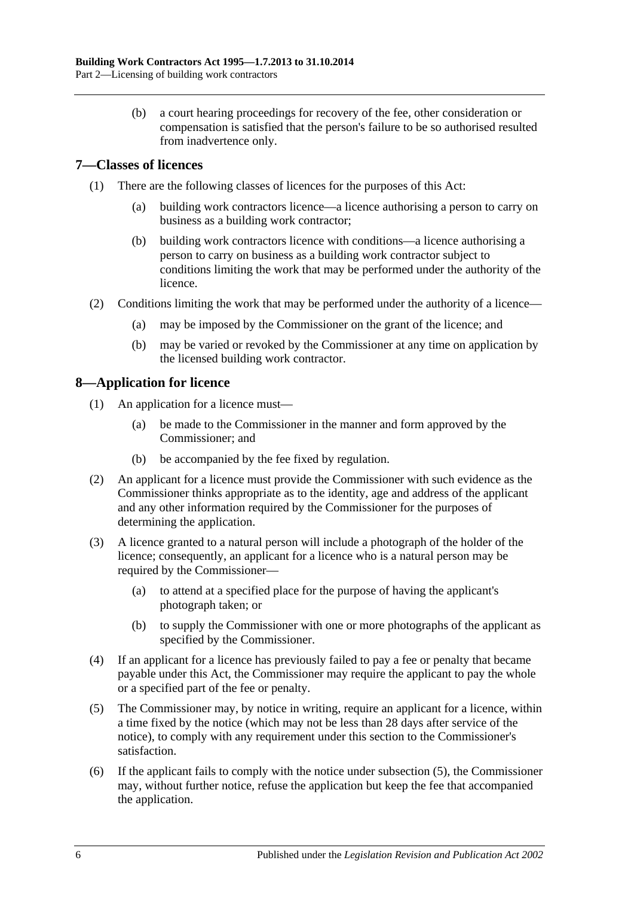(b) a court hearing proceedings for recovery of the fee, other consideration or compensation is satisfied that the person's failure to be so authorised resulted from inadvertence only.

## 7—Classes of licences

(1) There are the following classes of licences for the purposes of this Act:

(a) building work contractors licence—a licence authorising a person to carry on business as a building work contractor;

(b) building work contractors licence with conditions—a licence authorising a person to carry on business as a building work contractor subject to conditions limiting the work that may be performed under the authority of the licence.

(2) Conditions limiting the work that may be performed under the authority of a licence—

(a) may be imposed by the Commissioner on the grant of the licence; and

(b) may be varied or revoked by the Commissioner at any time on application by the licensed building work contractor.

## 8—Application for licence

(1) An application for a licence must—

(a) be made to the Commissioner in the manner and form approved by the Commissioner; and

(b) be accompanied by the fee fixed by regulation.

(2) An applicant for a licence must provide the Commissioner with such evidence as the Commissioner thinks appropriate as to the identity, age and address of the applicant and any other information required by the Commissioner for the purposes of determining the application.

(3) A licence granted to a natural person will include a photograph of the holder of the licence; consequently, an applicant for a licence who is a natural person may be required by the Commissioner—

(a) to attend at a specified place for the purpose of having the applicant's photograph taken; or

(b) to supply the Commissioner with one or more photographs of the applicant as specified by the Commissioner.

(4) If an applicant for a licence has previously failed to pay a fee or penalty that became payable under this Act, the Commissioner may require the applicant to pay the whole or a specified part of the fee or penalty.

(5) The Commissioner may, by notice in writing, require an applicant for a licence, within a time fixed by the notice (which may not be less than 28 days after service of the notice), to comply with any requirement under this section to the Commissioner's satisfaction.

(6) If the applicant fails to comply with the notice under subsection (5), the Commissioner may, without further notice, refuse the application but keep the fee that accompanied the application.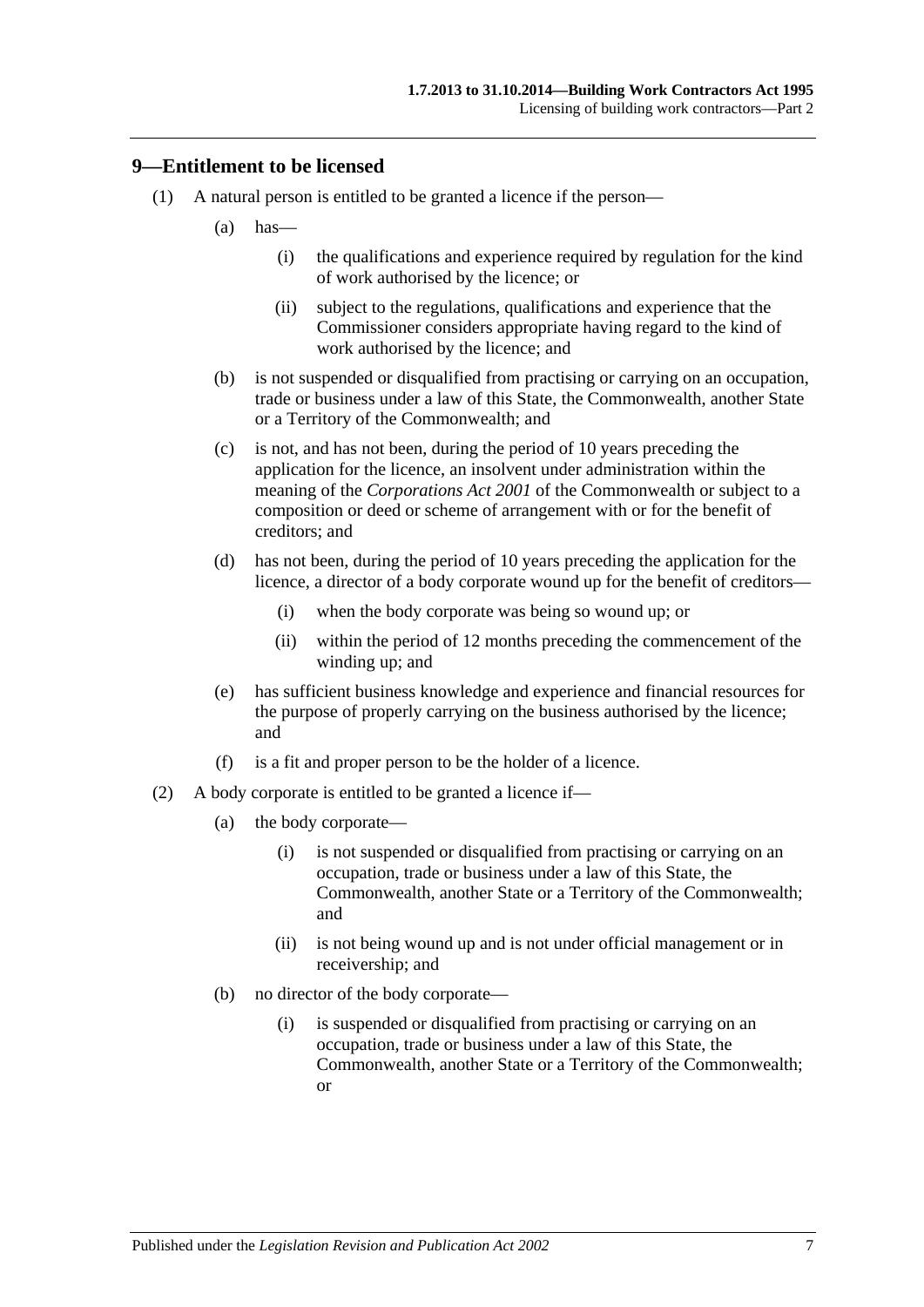## 9—Entitlement to be licensed

(1) A natural person is entitled to be granted a licence if the person—

(a) has—

(i) the qualifications and experience required by regulation for the kind of work authorised by the licence; or

(ii) subject to the regulations, qualifications and experience that the Commissioner considers appropriate having regard to the kind of work authorised by the licence; and

(b) is not suspended or disqualified from practising or carrying on an occupation, trade or business under a law of this State, the Commonwealth, another State or a Territory of the Commonwealth; and

(c) is not, and has not been, during the period of 10 years preceding the application for the licence, an insolvent under administration within the meaning of the *Corporations Act 2001* of the Commonwealth or subject to a composition or deed or scheme of arrangement with or for the benefit of creditors; and

(d) has not been, during the period of 10 years preceding the application for the licence, a director of a body corporate wound up for the benefit of creditors—

(i) when the body corporate was being so wound up; or

(ii) within the period of 12 months preceding the commencement of the winding up; and

(e) has sufficient business knowledge and experience and financial resources for the purpose of properly carrying on the business authorised by the licence; and

(f) is a fit and proper person to be the holder of a licence.

(2) A body corporate is entitled to be granted a licence if—

(a) the body corporate—

(i) is not suspended or disqualified from practising or carrying on an occupation, trade or business under a law of this State, the Commonwealth, another State or a Territory of the Commonwealth; and

(ii) is not being wound up and is not under official management or in receivership; and

(b) no director of the body corporate—

(i) is suspended or disqualified from practising or carrying on an occupation, trade or business under a law of this State, the Commonwealth, another State or a Territory of the Commonwealth; or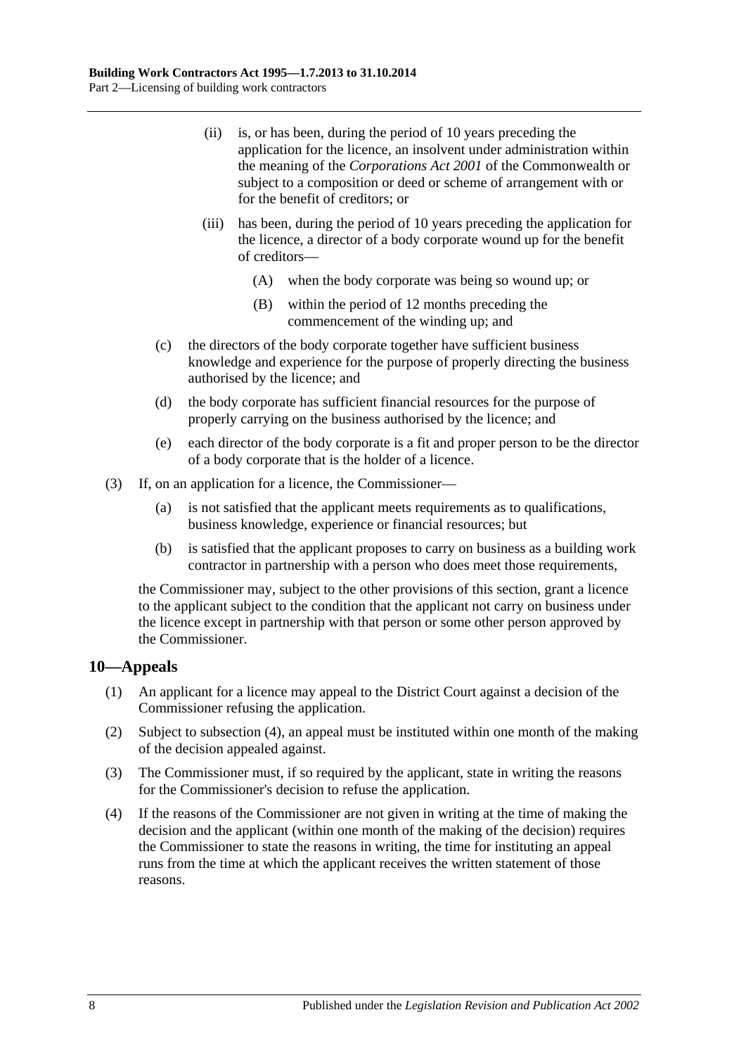(ii) is, or has been, during the period of 10 years preceding the application for the licence, an insolvent under administration within the meaning of the *Corporations Act 2001* of the Commonwealth or subject to a composition or deed or scheme of arrangement with or for the benefit of creditors; or

(iii) has been, during the period of 10 years preceding the application for the licence, a director of a body corporate wound up for the benefit of creditors—

(A) when the body corporate was being so wound up; or

(B) within the period of 12 months preceding the commencement of the winding up; and

(c) the directors of the body corporate together have sufficient business knowledge and experience for the purpose of properly directing the business authorised by the licence; and

(d) the body corporate has sufficient financial resources for the purpose of properly carrying on the business authorised by the licence; and

(e) each director of the body corporate is a fit and proper person to be the director of a body corporate that is the holder of a licence.

(3) If, on an application for a licence, the Commissioner—

(a) is not satisfied that the applicant meets requirements as to qualifications, business knowledge, experience or financial resources; but

(b) is satisfied that the applicant proposes to carry on business as a building work contractor in partnership with a person who does meet those requirements,

the Commissioner may, subject to the other provisions of this section, grant a licence to the applicant subject to the condition that the applicant not carry on business under the licence except in partnership with that person or some other person approved by the Commissioner.

## 10—Appeals

(1) An applicant for a licence may appeal to the District Court against a decision of the Commissioner refusing the application.

(2) Subject to subsection (4), an appeal must be instituted within one month of the making of the decision appealed against.

(3) The Commissioner must, if so required by the applicant, state in writing the reasons for the Commissioner's decision to refuse the application.

(4) If the reasons of the Commissioner are not given in writing at the time of making the decision and the applicant (within one month of the making of the decision) requires the Commissioner to state the reasons in writing, the time for instituting an appeal runs from the time at which the applicant receives the written statement of those reasons.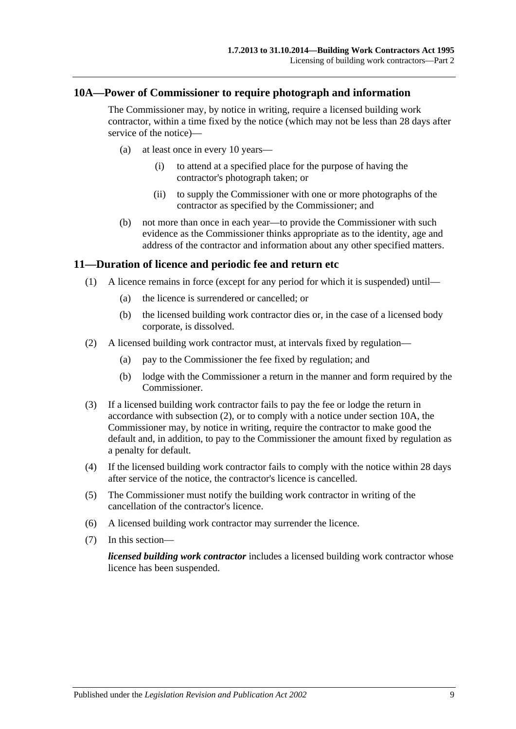## 10A—Power of Commissioner to require photograph and information

The Commissioner may, by notice in writing, require a licensed building work contractor, within a time fixed by the notice (which may not be less than 28 days after service of the notice)—

(a) at least once in every 10 years—

(i) to attend at a specified place for the purpose of having the contractor's photograph taken; or

(ii) to supply the Commissioner with one or more photographs of the contractor as specified by the Commissioner; and

(b) not more than once in each year—to provide the Commissioner with such evidence as the Commissioner thinks appropriate as to the identity, age and address of the contractor and information about any other specified matters.

## 11—Duration of licence and periodic fee and return etc

(1) A licence remains in force (except for any period for which it is suspended) until—

(a) the licence is surrendered or cancelled; or

(b) the licensed building work contractor dies or, in the case of a licensed body corporate, is dissolved.

(2) A licensed building work contractor must, at intervals fixed by regulation—

(a) pay to the Commissioner the fee fixed by regulation; and

(b) lodge with the Commissioner a return in the manner and form required by the Commissioner.

(3) If a licensed building work contractor fails to pay the fee or lodge the return in accordance with subsection (2), or to comply with a notice under section 10A, the Commissioner may, by notice in writing, require the contractor to make good the default and, in addition, to pay to the Commissioner the amount fixed by regulation as a penalty for default.

(4) If the licensed building work contractor fails to comply with the notice within 28 days after service of the notice, the contractor's licence is cancelled.

(5) The Commissioner must notify the building work contractor in writing of the cancellation of the contractor's licence.

(6) A licensed building work contractor may surrender the licence.

(7) In this section—

***licensed building work contractor*** includes a licensed building work contractor whose licence has been suspended.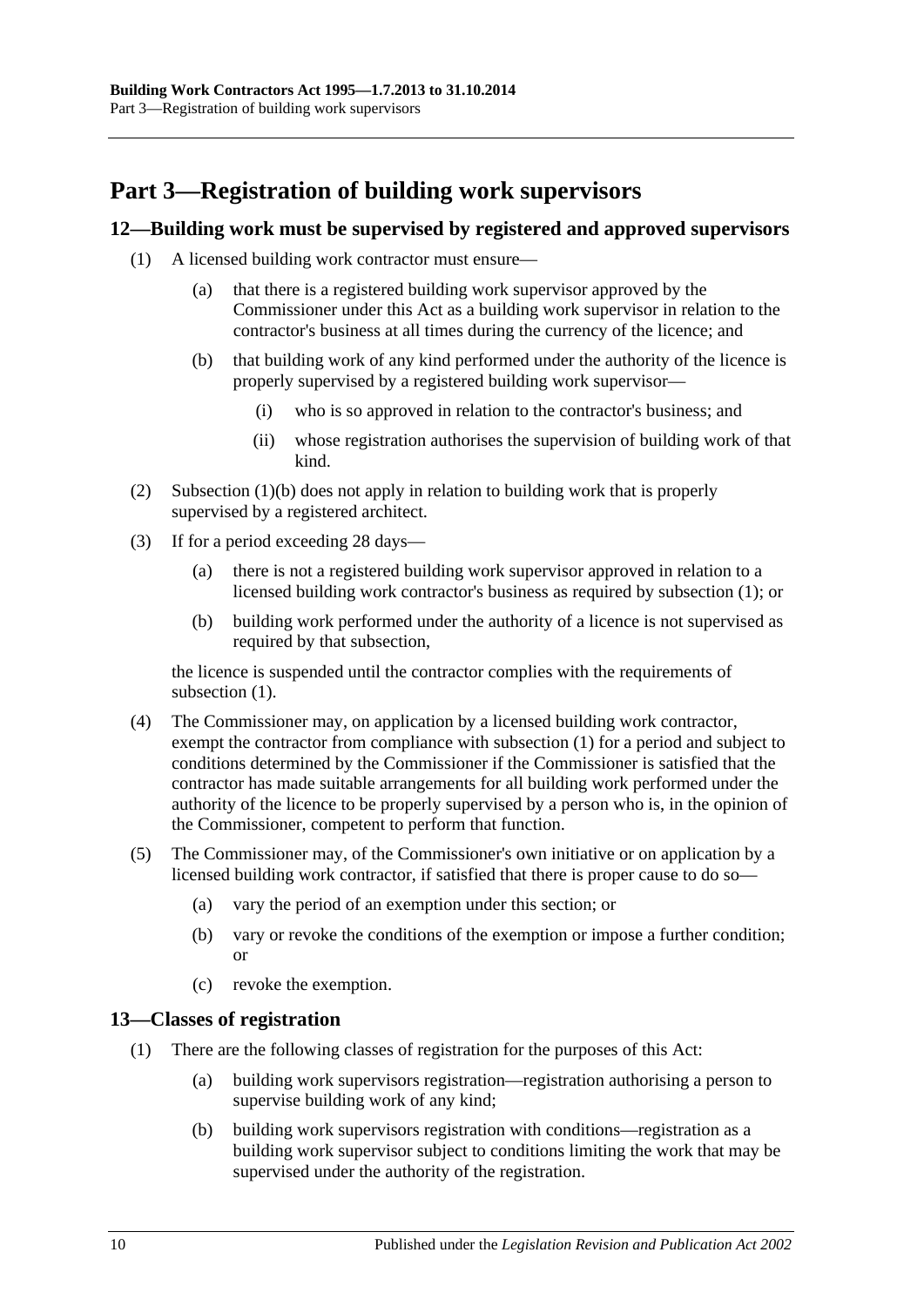# Part 3—Registration of building work supervisors

## 12—Building work must be supervised by registered and approved supervisors

(1) A licensed building work contractor must ensure—

- (a) that there is a registered building work supervisor approved by the Commissioner under this Act as a building work supervisor in relation to the contractor's business at all times during the currency of the licence; and
- (b) that building work of any kind performed under the authority of the licence is properly supervised by a registered building work supervisor—
  - (i) who is so approved in relation to the contractor's business; and
  - (ii) whose registration authorises the supervision of building work of that kind.

(2) Subsection (1)(b) does not apply in relation to building work that is properly supervised by a registered architect.

(3) If for a period exceeding 28 days—

- (a) there is not a registered building work supervisor approved in relation to a licensed building work contractor's business as required by subsection (1); or
- (b) building work performed under the authority of a licence is not supervised as required by that subsection,

the licence is suspended until the contractor complies with the requirements of subsection (1).

(4) The Commissioner may, on application by a licensed building work contractor, exempt the contractor from compliance with subsection (1) for a period and subject to conditions determined by the Commissioner if the Commissioner is satisfied that the contractor has made suitable arrangements for all building work performed under the authority of the licence to be properly supervised by a person who is, in the opinion of the Commissioner, competent to perform that function.

(5) The Commissioner may, of the Commissioner's own initiative or on application by a licensed building work contractor, if satisfied that there is proper cause to do so—

- (a) vary the period of an exemption under this section; or
- (b) vary or revoke the conditions of the exemption or impose a further condition; or
- (c) revoke the exemption.

## 13—Classes of registration

(1) There are the following classes of registration for the purposes of this Act:

- (a) building work supervisors registration—registration authorising a person to supervise building work of any kind;
- (b) building work supervisors registration with conditions—registration as a building work supervisor subject to conditions limiting the work that may be supervised under the authority of the registration.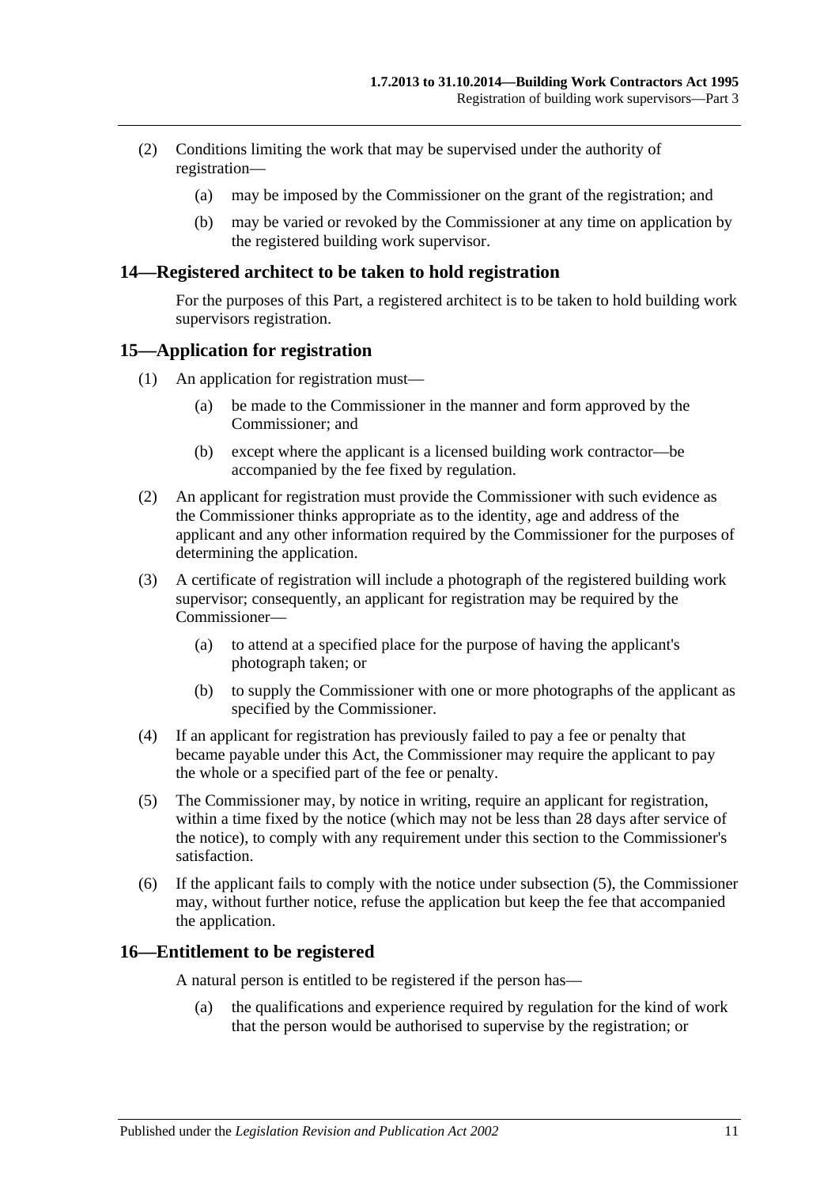(2) Conditions limiting the work that may be supervised under the authority of registration—

(a) may be imposed by the Commissioner on the grant of the registration; and

(b) may be varied or revoked by the Commissioner at any time on application by the registered building work supervisor.

## 14—Registered architect to be taken to hold registration

For the purposes of this Part, a registered architect is to be taken to hold building work supervisors registration.

## 15—Application for registration

(1) An application for registration must—

(a) be made to the Commissioner in the manner and form approved by the Commissioner; and

(b) except where the applicant is a licensed building work contractor—be accompanied by the fee fixed by regulation.

(2) An applicant for registration must provide the Commissioner with such evidence as the Commissioner thinks appropriate as to the identity, age and address of the applicant and any other information required by the Commissioner for the purposes of determining the application.

(3) A certificate of registration will include a photograph of the registered building work supervisor; consequently, an applicant for registration may be required by the Commissioner—

(a) to attend at a specified place for the purpose of having the applicant's photograph taken; or

(b) to supply the Commissioner with one or more photographs of the applicant as specified by the Commissioner.

(4) If an applicant for registration has previously failed to pay a fee or penalty that became payable under this Act, the Commissioner may require the applicant to pay the whole or a specified part of the fee or penalty.

(5) The Commissioner may, by notice in writing, require an applicant for registration, within a time fixed by the notice (which may not be less than 28 days after service of the notice), to comply with any requirement under this section to the Commissioner's satisfaction.

(6) If the applicant fails to comply with the notice under subsection (5), the Commissioner may, without further notice, refuse the application but keep the fee that accompanied the application.

## 16—Entitlement to be registered

A natural person is entitled to be registered if the person has—

(a) the qualifications and experience required by regulation for the kind of work that the person would be authorised to supervise by the registration; or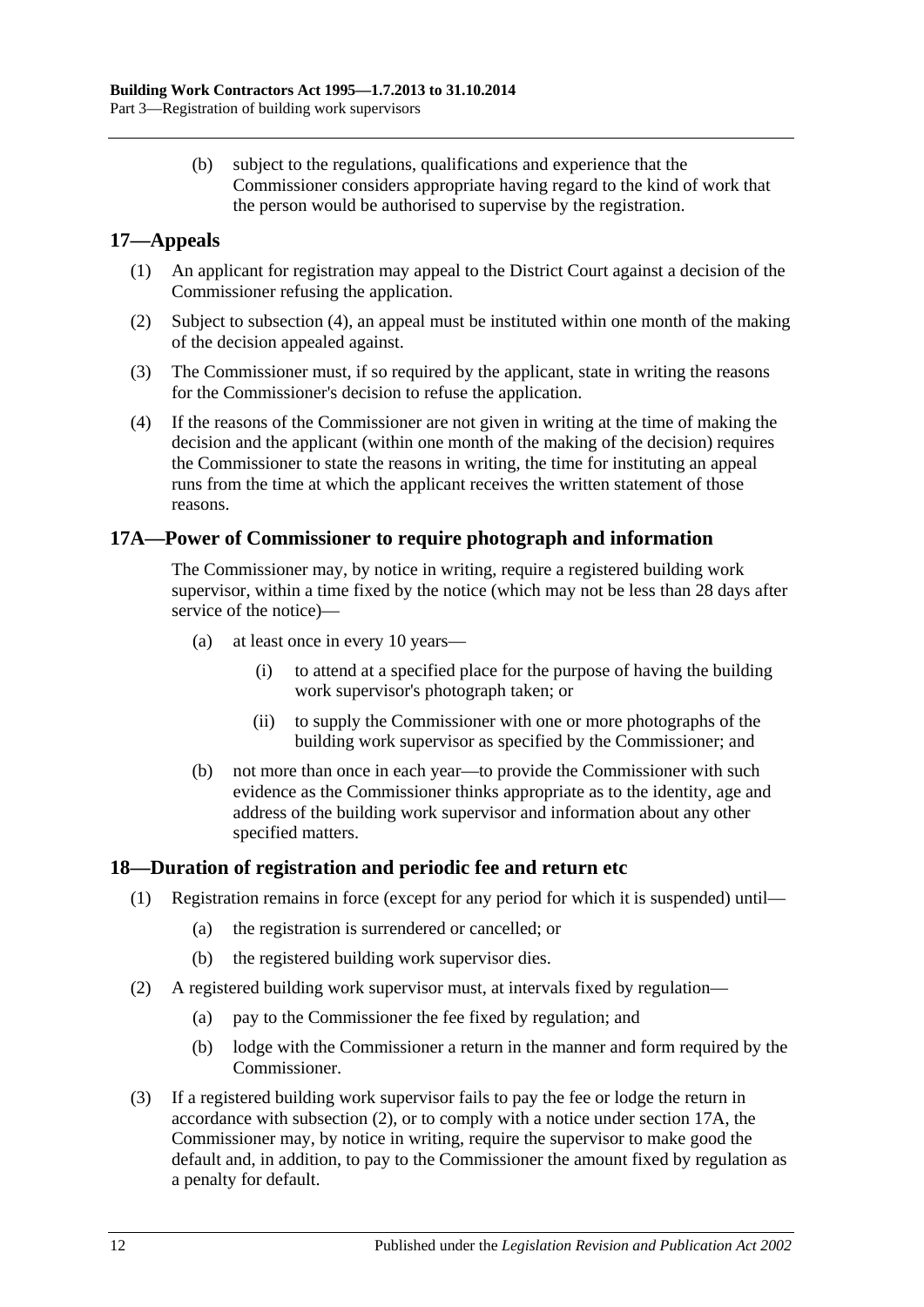(b) subject to the regulations, qualifications and experience that the Commissioner considers appropriate having regard to the kind of work that the person would be authorised to supervise by the registration.

## 17—Appeals

(1) An applicant for registration may appeal to the District Court against a decision of the Commissioner refusing the application.

(2) Subject to subsection (4), an appeal must be instituted within one month of the making of the decision appealed against.

(3) The Commissioner must, if so required by the applicant, state in writing the reasons for the Commissioner's decision to refuse the application.

(4) If the reasons of the Commissioner are not given in writing at the time of making the decision and the applicant (within one month of the making of the decision) requires the Commissioner to state the reasons in writing, the time for instituting an appeal runs from the time at which the applicant receives the written statement of those reasons.

## 17A—Power of Commissioner to require photograph and information

The Commissioner may, by notice in writing, require a registered building work supervisor, within a time fixed by the notice (which may not be less than 28 days after service of the notice)—

(a) at least once in every 10 years—

(i) to attend at a specified place for the purpose of having the building work supervisor's photograph taken; or

(ii) to supply the Commissioner with one or more photographs of the building work supervisor as specified by the Commissioner; and

(b) not more than once in each year—to provide the Commissioner with such evidence as the Commissioner thinks appropriate as to the identity, age and address of the building work supervisor and information about any other specified matters.

## 18—Duration of registration and periodic fee and return etc

(1) Registration remains in force (except for any period for which it is suspended) until—

(a) the registration is surrendered or cancelled; or

(b) the registered building work supervisor dies.

(2) A registered building work supervisor must, at intervals fixed by regulation—

(a) pay to the Commissioner the fee fixed by regulation; and

(b) lodge with the Commissioner a return in the manner and form required by the Commissioner.

(3) If a registered building work supervisor fails to pay the fee or lodge the return in accordance with subsection (2), or to comply with a notice under section 17A, the Commissioner may, by notice in writing, require the supervisor to make good the default and, in addition, to pay to the Commissioner the amount fixed by regulation as a penalty for default.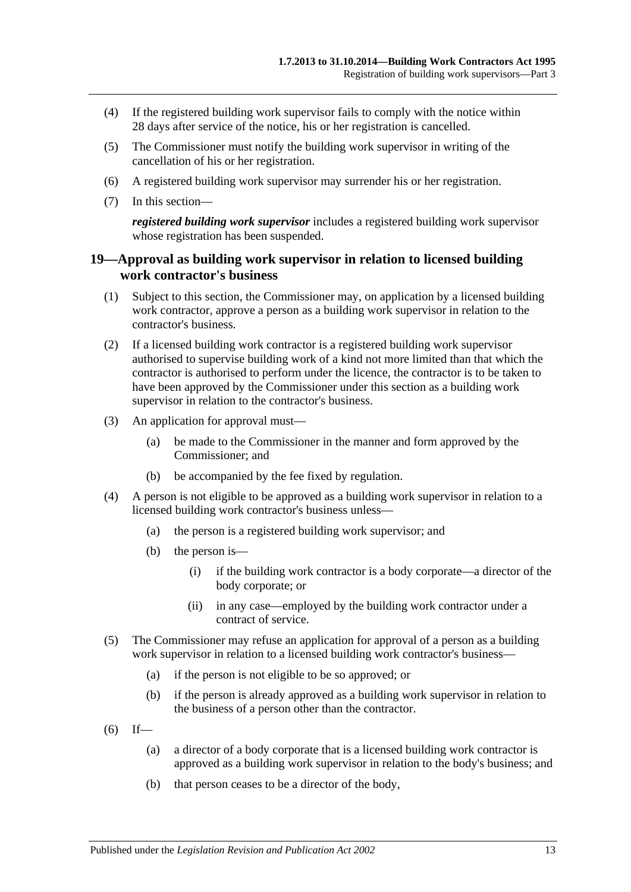(4) If the registered building work supervisor fails to comply with the notice within 28 days after service of the notice, his or her registration is cancelled.

(5) The Commissioner must notify the building work supervisor in writing of the cancellation of his or her registration.

(6) A registered building work supervisor may surrender his or her registration.

(7) In this section—

***registered building work supervisor*** includes a registered building work supervisor whose registration has been suspended.

## 19—Approval as building work supervisor in relation to licensed building work contractor's business

(1) Subject to this section, the Commissioner may, on application by a licensed building work contractor, approve a person as a building work supervisor in relation to the contractor's business.

(2) If a licensed building work contractor is a registered building work supervisor authorised to supervise building work of a kind not more limited than that which the contractor is authorised to perform under the licence, the contractor is to be taken to have been approved by the Commissioner under this section as a building work supervisor in relation to the contractor's business.

(3) An application for approval must—

- (a) be made to the Commissioner in the manner and form approved by the Commissioner; and
- (b) be accompanied by the fee fixed by regulation.

(4) A person is not eligible to be approved as a building work supervisor in relation to a licensed building work contractor's business unless—

- (a) the person is a registered building work supervisor; and
- (b) the person is—
  - (i) if the building work contractor is a body corporate—a director of the body corporate; or
  - (ii) in any case—employed by the building work contractor under a contract of service.

(5) The Commissioner may refuse an application for approval of a person as a building work supervisor in relation to a licensed building work contractor's business—

- (a) if the person is not eligible to be so approved; or
- (b) if the person is already approved as a building work supervisor in relation to the business of a person other than the contractor.

(6) If—

- (a) a director of a body corporate that is a licensed building work contractor is approved as a building work supervisor in relation to the body's business; and
- (b) that person ceases to be a director of the body,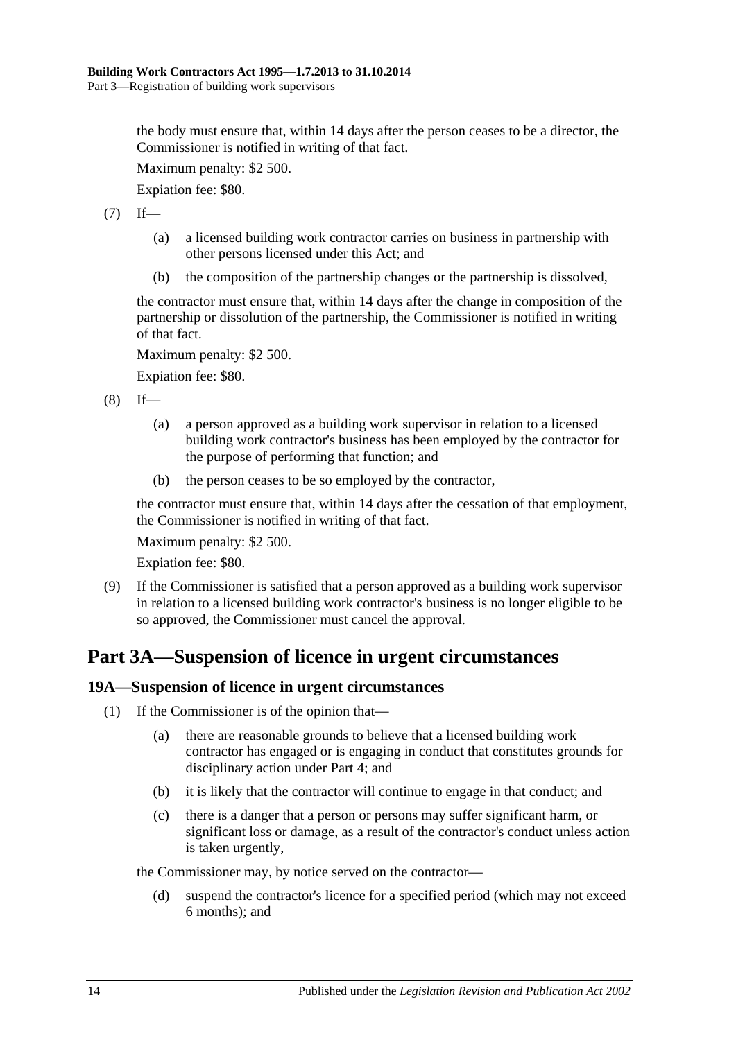the body must ensure that, within 14 days after the person ceases to be a director, the Commissioner is notified in writing of that fact.

Maximum penalty: $2 500.

Expiation fee: $80.

(7) If—

(a) a licensed building work contractor carries on business in partnership with other persons licensed under this Act; and

(b) the composition of the partnership changes or the partnership is dissolved,

the contractor must ensure that, within 14 days after the change in composition of the partnership or dissolution of the partnership, the Commissioner is notified in writing of that fact.

Maximum penalty: $2 500.

Expiation fee: $80.

(8) If—

(a) a person approved as a building work supervisor in relation to a licensed building work contractor's business has been employed by the contractor for the purpose of performing that function; and

(b) the person ceases to be so employed by the contractor,

the contractor must ensure that, within 14 days after the cessation of that employment, the Commissioner is notified in writing of that fact.

Maximum penalty: $2 500.

Expiation fee: $80.

(9) If the Commissioner is satisfied that a person approved as a building work supervisor in relation to a licensed building work contractor's business is no longer eligible to be so approved, the Commissioner must cancel the approval.

# Part 3A—Suspension of licence in urgent circumstances

## 19A—Suspension of licence in urgent circumstances

(1) If the Commissioner is of the opinion that—

(a) there are reasonable grounds to believe that a licensed building work contractor has engaged or is engaging in conduct that constitutes grounds for disciplinary action under Part 4; and

(b) it is likely that the contractor will continue to engage in that conduct; and

(c) there is a danger that a person or persons may suffer significant harm, or significant loss or damage, as a result of the contractor's conduct unless action is taken urgently,

the Commissioner may, by notice served on the contractor—

(d) suspend the contractor's licence for a specified period (which may not exceed 6 months); and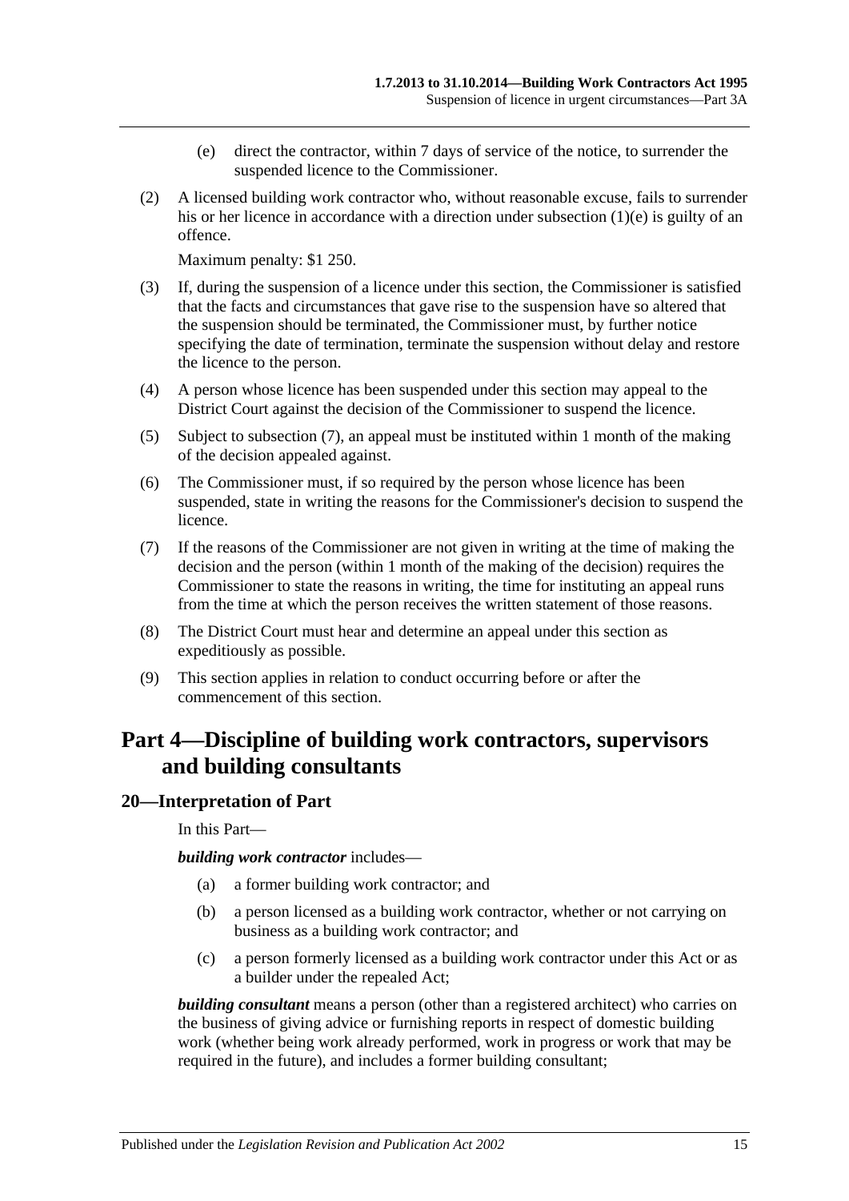(e) direct the contractor, within 7 days of service of the notice, to surrender the suspended licence to the Commissioner.

(2) A licensed building work contractor who, without reasonable excuse, fails to surrender his or her licence in accordance with a direction under subsection (1)(e) is guilty of an offence.

Maximum penalty: $1 250.

(3) If, during the suspension of a licence under this section, the Commissioner is satisfied that the facts and circumstances that gave rise to the suspension have so altered that the suspension should be terminated, the Commissioner must, by further notice specifying the date of termination, terminate the suspension without delay and restore the licence to the person.

(4) A person whose licence has been suspended under this section may appeal to the District Court against the decision of the Commissioner to suspend the licence.

(5) Subject to subsection (7), an appeal must be instituted within 1 month of the making of the decision appealed against.

(6) The Commissioner must, if so required by the person whose licence has been suspended, state in writing the reasons for the Commissioner's decision to suspend the licence.

(7) If the reasons of the Commissioner are not given in writing at the time of making the decision and the person (within 1 month of the making of the decision) requires the Commissioner to state the reasons in writing, the time for instituting an appeal runs from the time at which the person receives the written statement of those reasons.

(8) The District Court must hear and determine an appeal under this section as expeditiously as possible.

(9) This section applies in relation to conduct occurring before or after the commencement of this section.

# Part 4—Discipline of building work contractors, supervisors and building consultants

## 20—Interpretation of Part

In this Part—

***building work contractor*** includes—

(a) a former building work contractor; and

(b) a person licensed as a building work contractor, whether or not carrying on business as a building work contractor; and

(c) a person formerly licensed as a building work contractor under this Act or as a builder under the repealed Act;

***building consultant*** means a person (other than a registered architect) who carries on the business of giving advice or furnishing reports in respect of domestic building work (whether being work already performed, work in progress or work that may be required in the future), and includes a former building consultant;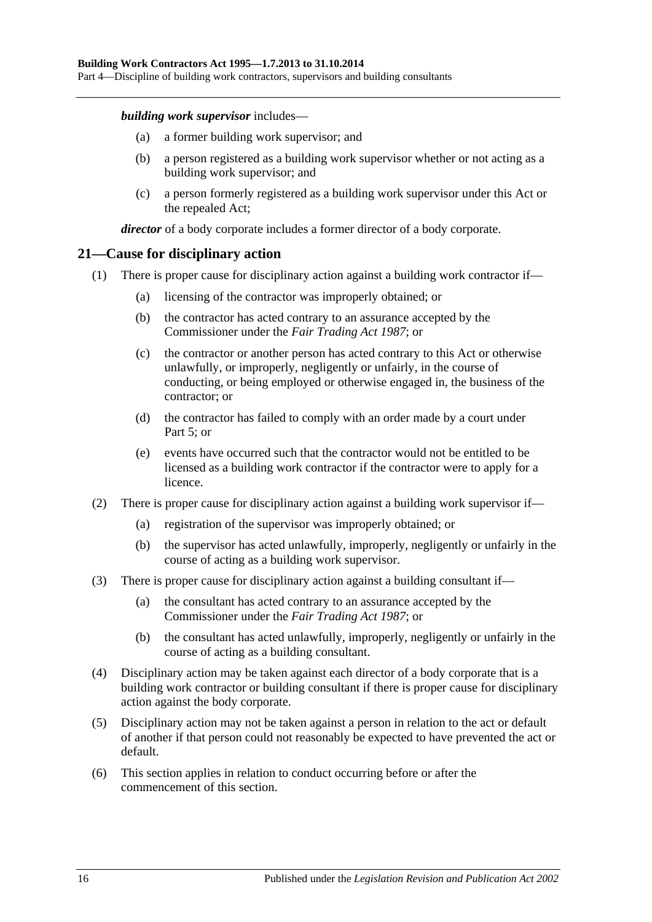***building work supervisor*** includes—

(a) a former building work supervisor; and

(b) a person registered as a building work supervisor whether or not acting as a building work supervisor; and

(c) a person formerly registered as a building work supervisor under this Act or the repealed Act;

***director*** of a body corporate includes a former director of a body corporate.

## 21—Cause for disciplinary action

(1) There is proper cause for disciplinary action against a building work contractor if—

(a) licensing of the contractor was improperly obtained; or

(b) the contractor has acted contrary to an assurance accepted by the Commissioner under the *Fair Trading Act 1987*; or

(c) the contractor or another person has acted contrary to this Act or otherwise unlawfully, or improperly, negligently or unfairly, in the course of conducting, or being employed or otherwise engaged in, the business of the contractor; or

(d) the contractor has failed to comply with an order made by a court under Part 5; or

(e) events have occurred such that the contractor would not be entitled to be licensed as a building work contractor if the contractor were to apply for a licence.

(2) There is proper cause for disciplinary action against a building work supervisor if—

(a) registration of the supervisor was improperly obtained; or

(b) the supervisor has acted unlawfully, improperly, negligently or unfairly in the course of acting as a building work supervisor.

(3) There is proper cause for disciplinary action against a building consultant if—

(a) the consultant has acted contrary to an assurance accepted by the Commissioner under the *Fair Trading Act 1987*; or

(b) the consultant has acted unlawfully, improperly, negligently or unfairly in the course of acting as a building consultant.

(4) Disciplinary action may be taken against each director of a body corporate that is a building work contractor or building consultant if there is proper cause for disciplinary action against the body corporate.

(5) Disciplinary action may not be taken against a person in relation to the act or default of another if that person could not reasonably be expected to have prevented the act or default.

(6) This section applies in relation to conduct occurring before or after the commencement of this section.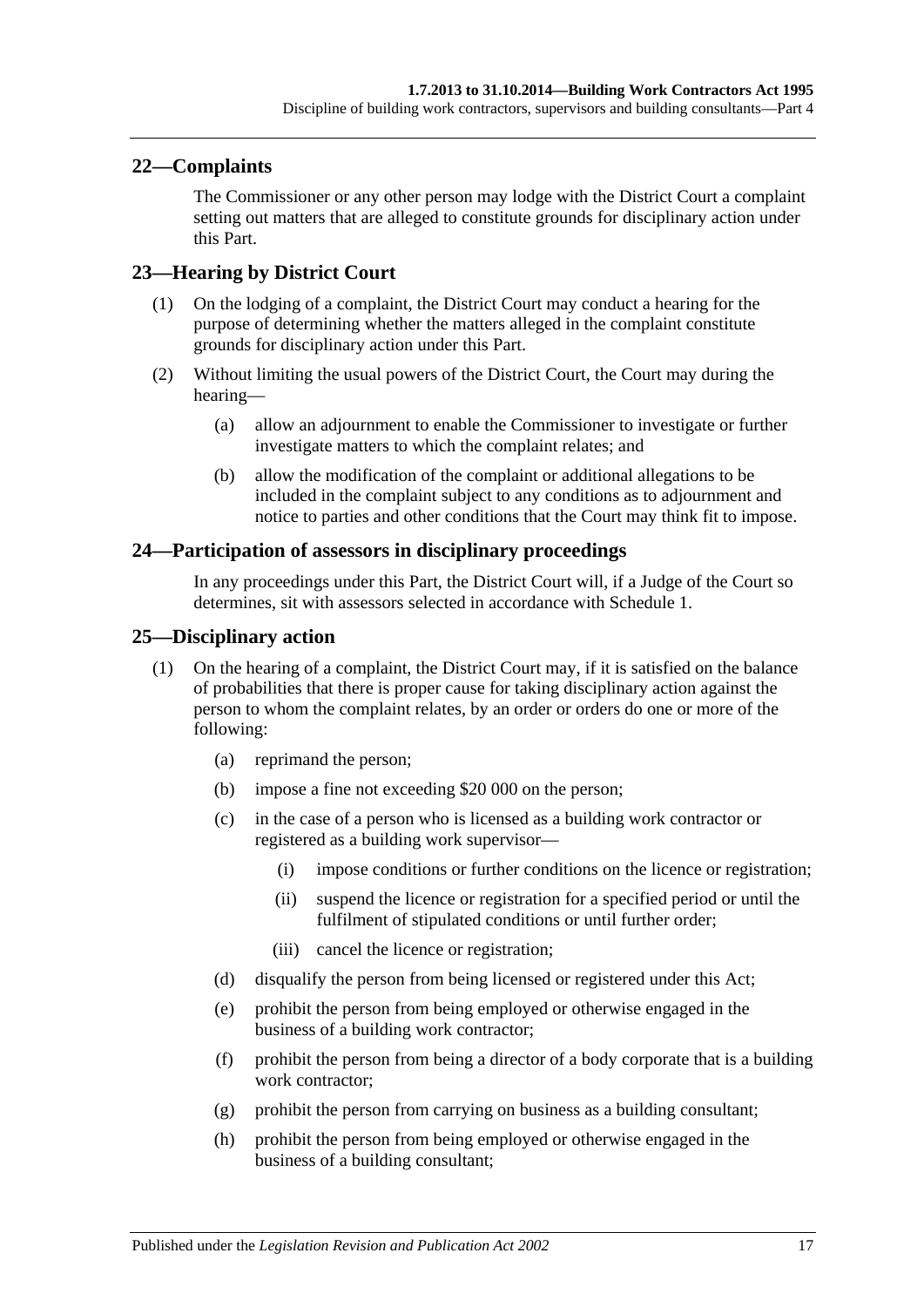## 22—Complaints

The Commissioner or any other person may lodge with the District Court a complaint setting out matters that are alleged to constitute grounds for disciplinary action under this Part.

## 23—Hearing by District Court

(1) On the lodging of a complaint, the District Court may conduct a hearing for the purpose of determining whether the matters alleged in the complaint constitute grounds for disciplinary action under this Part.

(2) Without limiting the usual powers of the District Court, the Court may during the hearing—

- (a) allow an adjournment to enable the Commissioner to investigate or further investigate matters to which the complaint relates; and
- (b) allow the modification of the complaint or additional allegations to be included in the complaint subject to any conditions as to adjournment and notice to parties and other conditions that the Court may think fit to impose.

## 24—Participation of assessors in disciplinary proceedings

In any proceedings under this Part, the District Court will, if a Judge of the Court so determines, sit with assessors selected in accordance with Schedule 1.

## 25—Disciplinary action

(1) On the hearing of a complaint, the District Court may, if it is satisfied on the balance of probabilities that there is proper cause for taking disciplinary action against the person to whom the complaint relates, by an order or orders do one or more of the following:

- (a) reprimand the person;
- (b) impose a fine not exceeding $20 000 on the person;
- (c) in the case of a person who is licensed as a building work contractor or registered as a building work supervisor—
  - (i) impose conditions or further conditions on the licence or registration;
  - (ii) suspend the licence or registration for a specified period or until the fulfilment of stipulated conditions or until further order;
  - (iii) cancel the licence or registration;
- (d) disqualify the person from being licensed or registered under this Act;
- (e) prohibit the person from being employed or otherwise engaged in the business of a building work contractor;
- (f) prohibit the person from being a director of a body corporate that is a building work contractor;
- (g) prohibit the person from carrying on business as a building consultant;
- (h) prohibit the person from being employed or otherwise engaged in the business of a building consultant;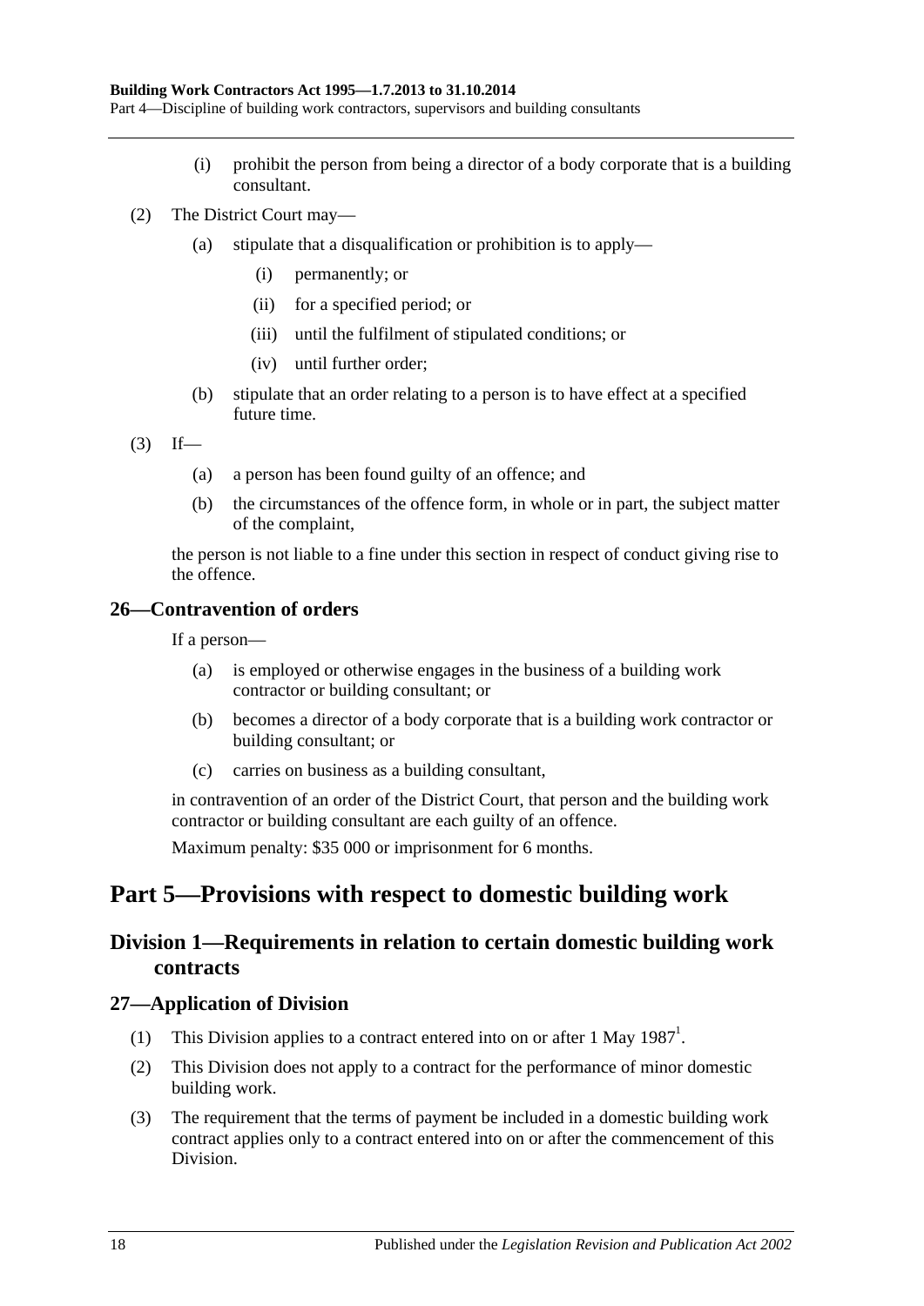(i) prohibit the person from being a director of a body corporate that is a building consultant.

(2) The District Court may—

(a) stipulate that a disqualification or prohibition is to apply—

(i) permanently; or

(ii) for a specified period; or

(iii) until the fulfilment of stipulated conditions; or

(iv) until further order;

(b) stipulate that an order relating to a person is to have effect at a specified future time.

(3) If—

(a) a person has been found guilty of an offence; and

(b) the circumstances of the offence form, in whole or in part, the subject matter of the complaint,

the person is not liable to a fine under this section in respect of conduct giving rise to the offence.

### 26—Contravention of orders

If a person—

(a) is employed or otherwise engages in the business of a building work contractor or building consultant; or

(b) becomes a director of a body corporate that is a building work contractor or building consultant; or

(c) carries on business as a building consultant,

in contravention of an order of the District Court, that person and the building work contractor or building consultant are each guilty of an offence.

Maximum penalty: $35 000 or imprisonment for 6 months.

# Part 5—Provisions with respect to domestic building work

## Division 1—Requirements in relation to certain domestic building work contracts

### 27—Application of Division

(1) This Division applies to a contract entered into on or after 1 May 1987[1].

(2) This Division does not apply to a contract for the performance of minor domestic building work.

(3) The requirement that the terms of payment be included in a domestic building work contract applies only to a contract entered into on or after the commencement of this Division.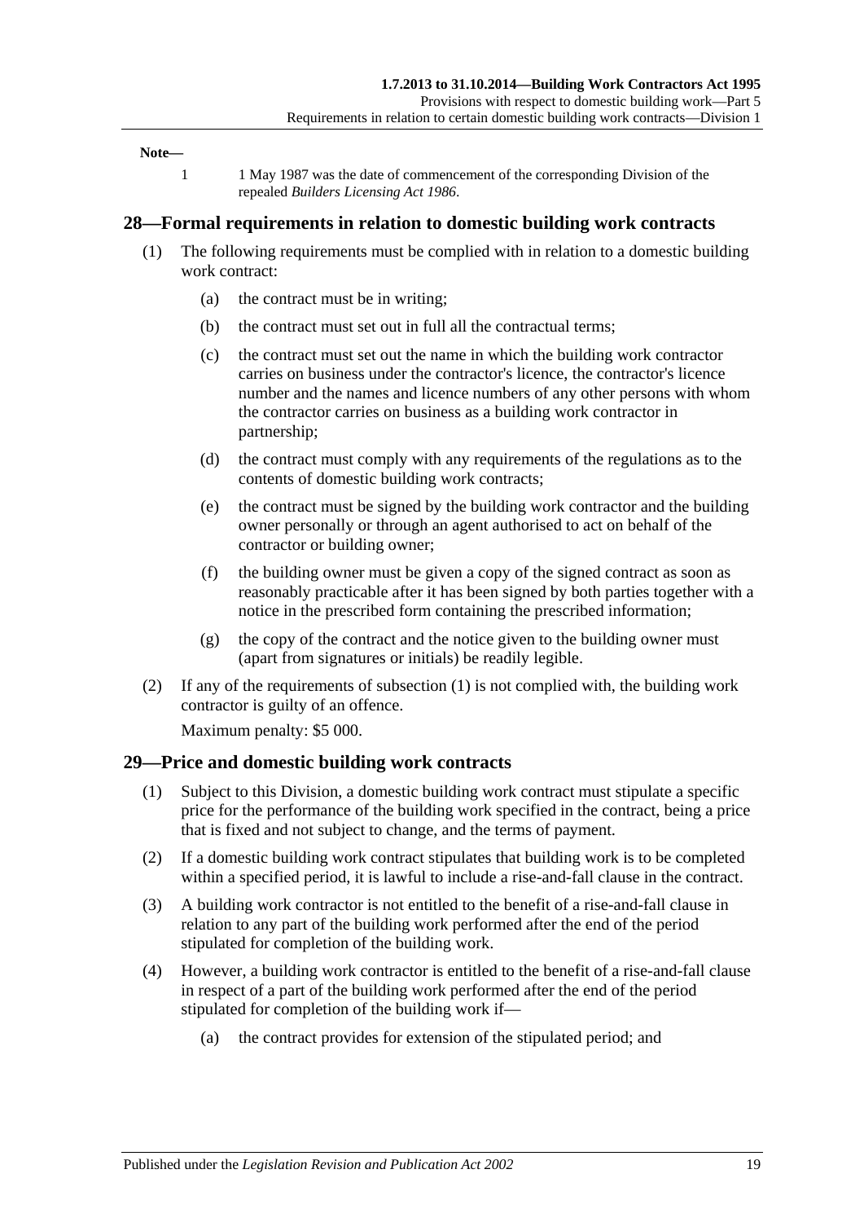**Note—**

1 1 May 1987 was the date of commencement of the corresponding Division of the repealed *Builders Licensing Act 1986*.

## 28—Formal requirements in relation to domestic building work contracts

(1) The following requirements must be complied with in relation to a domestic building work contract:

(a) the contract must be in writing;

(b) the contract must set out in full all the contractual terms;

(c) the contract must set out the name in which the building work contractor carries on business under the contractor's licence, the contractor's licence number and the names and licence numbers of any other persons with whom the contractor carries on business as a building work contractor in partnership;

(d) the contract must comply with any requirements of the regulations as to the contents of domestic building work contracts;

(e) the contract must be signed by the building work contractor and the building owner personally or through an agent authorised to act on behalf of the contractor or building owner;

(f) the building owner must be given a copy of the signed contract as soon as reasonably practicable after it has been signed by both parties together with a notice in the prescribed form containing the prescribed information;

(g) the copy of the contract and the notice given to the building owner must (apart from signatures or initials) be readily legible.

(2) If any of the requirements of subsection (1) is not complied with, the building work contractor is guilty of an offence.

Maximum penalty: $5 000.

## 29—Price and domestic building work contracts

(1) Subject to this Division, a domestic building work contract must stipulate a specific price for the performance of the building work specified in the contract, being a price that is fixed and not subject to change, and the terms of payment.

(2) If a domestic building work contract stipulates that building work is to be completed within a specified period, it is lawful to include a rise-and-fall clause in the contract.

(3) A building work contractor is not entitled to the benefit of a rise-and-fall clause in relation to any part of the building work performed after the end of the period stipulated for completion of the building work.

(4) However, a building work contractor is entitled to the benefit of a rise-and-fall clause in respect of a part of the building work performed after the end of the period stipulated for completion of the building work if—

(a) the contract provides for extension of the stipulated period; and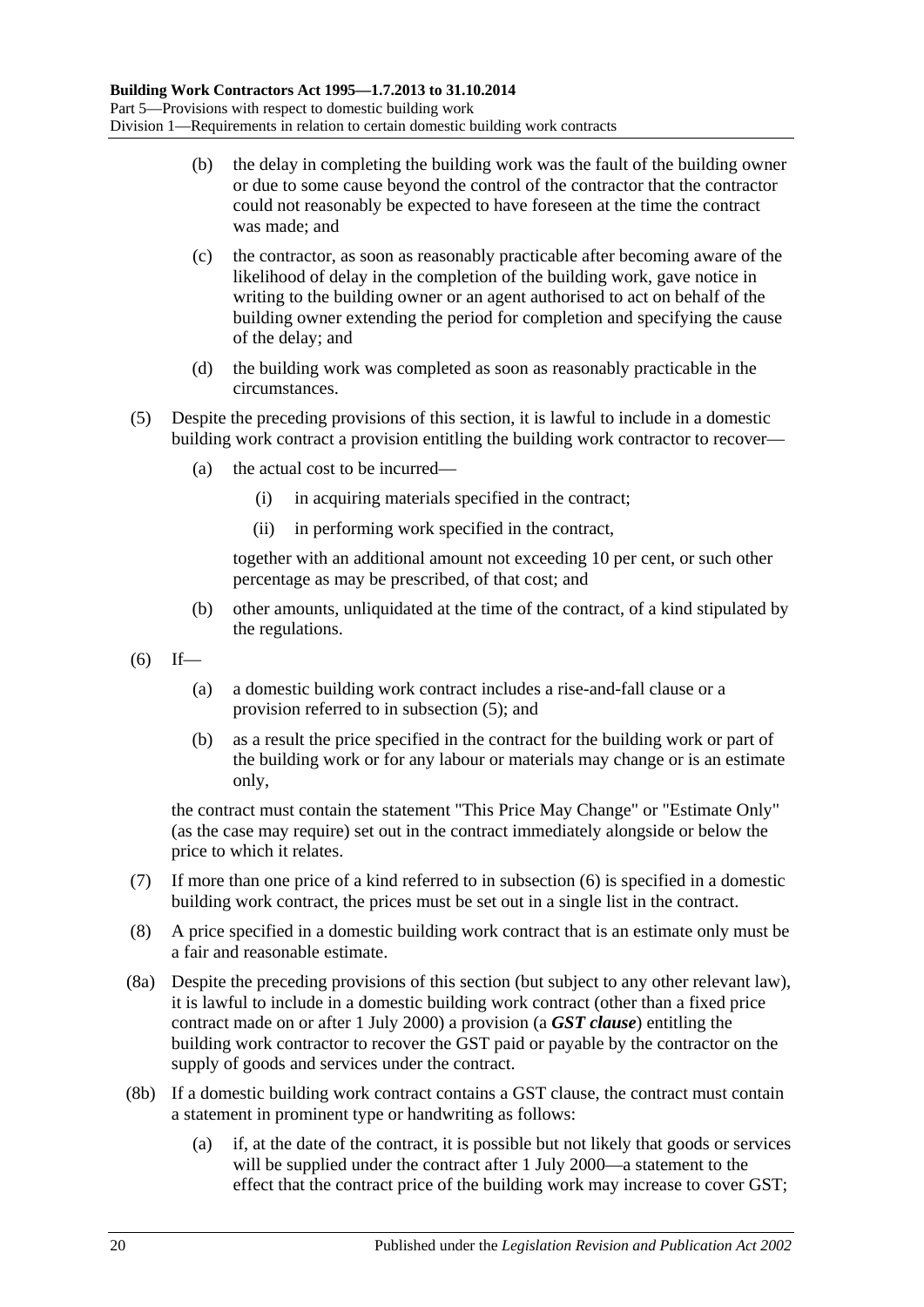(b) the delay in completing the building work was the fault of the building owner or due to some cause beyond the control of the contractor that the contractor could not reasonably be expected to have foreseen at the time the contract was made; and

(c) the contractor, as soon as reasonably practicable after becoming aware of the likelihood of delay in the completion of the building work, gave notice in writing to the building owner or an agent authorised to act on behalf of the building owner extending the period for completion and specifying the cause of the delay; and

(d) the building work was completed as soon as reasonably practicable in the circumstances.

(5) Despite the preceding provisions of this section, it is lawful to include in a domestic building work contract a provision entitling the building work contractor to recover—

(a) the actual cost to be incurred—

(i) in acquiring materials specified in the contract;

(ii) in performing work specified in the contract,

together with an additional amount not exceeding 10 per cent, or such other percentage as may be prescribed, of that cost; and

(b) other amounts, unliquidated at the time of the contract, of a kind stipulated by the regulations.

(6) If—

(a) a domestic building work contract includes a rise-and-fall clause or a provision referred to in subsection (5); and

(b) as a result the price specified in the contract for the building work or part of the building work or for any labour or materials may change or is an estimate only,

the contract must contain the statement "This Price May Change" or "Estimate Only" (as the case may require) set out in the contract immediately alongside or below the price to which it relates.

(7) If more than one price of a kind referred to in subsection (6) is specified in a domestic building work contract, the prices must be set out in a single list in the contract.

(8) A price specified in a domestic building work contract that is an estimate only must be a fair and reasonable estimate.

(8a) Despite the preceding provisions of this section (but subject to any other relevant law), it is lawful to include in a domestic building work contract (other than a fixed price contract made on or after 1 July 2000) a provision (a ***GST clause***) entitling the building work contractor to recover the GST paid or payable by the contractor on the supply of goods and services under the contract.

(8b) If a domestic building work contract contains a GST clause, the contract must contain a statement in prominent type or handwriting as follows:

(a) if, at the date of the contract, it is possible but not likely that goods or services will be supplied under the contract after 1 July 2000—a statement to the effect that the contract price of the building work may increase to cover GST;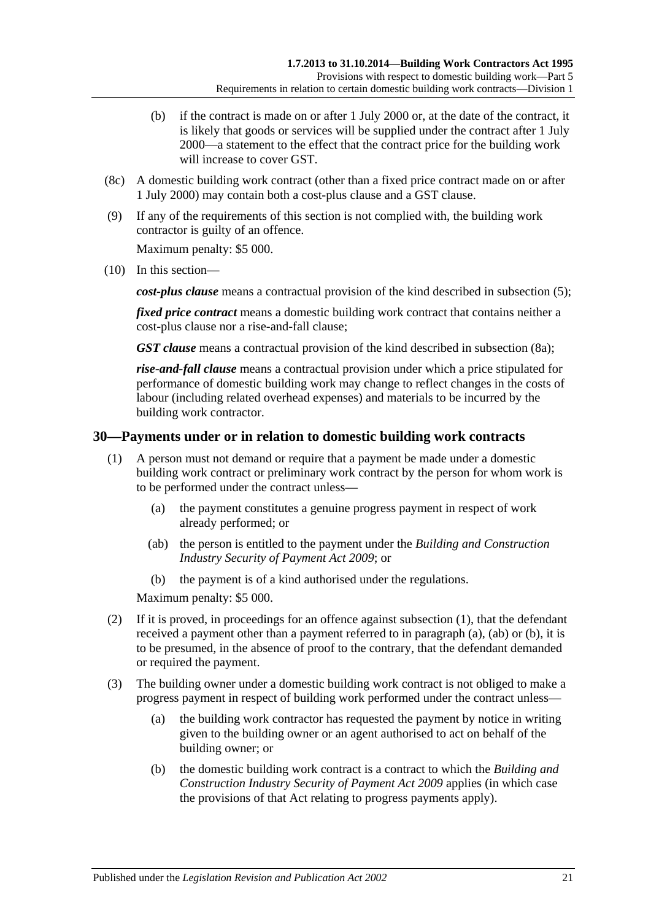(b) if the contract is made on or after 1 July 2000 or, at the date of the contract, it is likely that goods or services will be supplied under the contract after 1 July 2000—a statement to the effect that the contract price for the building work will increase to cover GST.

(8c) A domestic building work contract (other than a fixed price contract made on or after 1 July 2000) may contain both a cost-plus clause and a GST clause.

(9) If any of the requirements of this section is not complied with, the building work contractor is guilty of an offence.

Maximum penalty: $5 000.

(10) In this section—

***cost-plus clause*** means a contractual provision of the kind described in subsection (5);

***fixed price contract*** means a domestic building work contract that contains neither a cost-plus clause nor a rise-and-fall clause;

***GST clause*** means a contractual provision of the kind described in subsection (8a);

***rise-and-fall clause*** means a contractual provision under which a price stipulated for performance of domestic building work may change to reflect changes in the costs of labour (including related overhead expenses) and materials to be incurred by the building work contractor.

## 30—Payments under or in relation to domestic building work contracts

(1) A person must not demand or require that a payment be made under a domestic building work contract or preliminary work contract by the person for whom work is to be performed under the contract unless—

(a) the payment constitutes a genuine progress payment in respect of work already performed; or

(ab) the person is entitled to the payment under the *Building and Construction Industry Security of Payment Act 2009*; or

(b) the payment is of a kind authorised under the regulations.

Maximum penalty: $5 000.

(2) If it is proved, in proceedings for an offence against subsection (1), that the defendant received a payment other than a payment referred to in paragraph (a), (ab) or (b), it is to be presumed, in the absence of proof to the contrary, that the defendant demanded or required the payment.

(3) The building owner under a domestic building work contract is not obliged to make a progress payment in respect of building work performed under the contract unless—

(a) the building work contractor has requested the payment by notice in writing given to the building owner or an agent authorised to act on behalf of the building owner; or

(b) the domestic building work contract is a contract to which the *Building and Construction Industry Security of Payment Act 2009* applies (in which case the provisions of that Act relating to progress payments apply).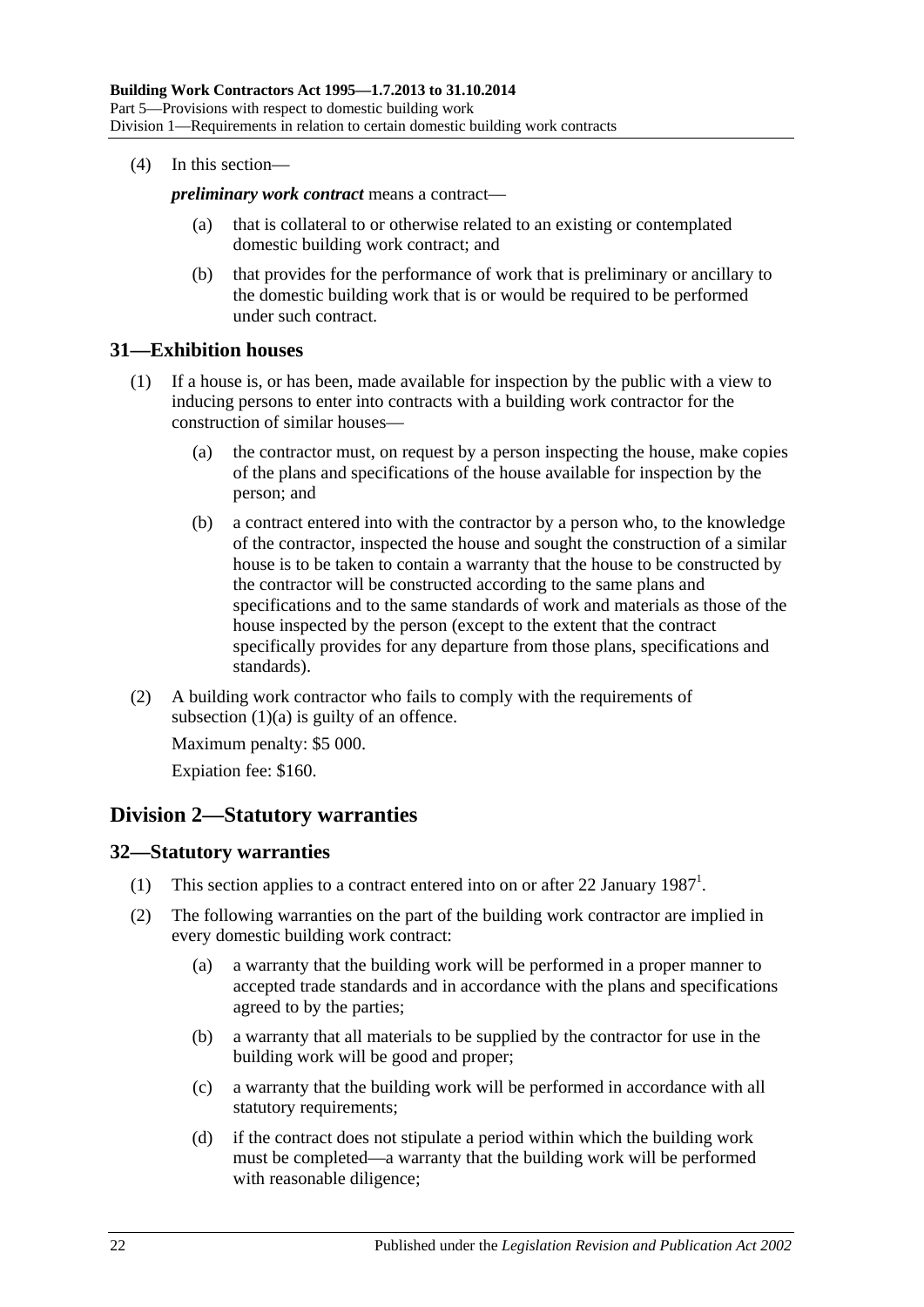(4) In this section—

***preliminary work contract*** means a contract—

(a) that is collateral to or otherwise related to an existing or contemplated domestic building work contract; and

(b) that provides for the performance of work that is preliminary or ancillary to the domestic building work that is or would be required to be performed under such contract.

## 31—Exhibition houses

(1) If a house is, or has been, made available for inspection by the public with a view to inducing persons to enter into contracts with a building work contractor for the construction of similar houses—

(a) the contractor must, on request by a person inspecting the house, make copies of the plans and specifications of the house available for inspection by the person; and

(b) a contract entered into with the contractor by a person who, to the knowledge of the contractor, inspected the house and sought the construction of a similar house is to be taken to contain a warranty that the house to be constructed by the contractor will be constructed according to the same plans and specifications and to the same standards of work and materials as those of the house inspected by the person (except to the extent that the contract specifically provides for any departure from those plans, specifications and standards).

(2) A building work contractor who fails to comply with the requirements of subsection (1)(a) is guilty of an offence.

Maximum penalty: $5 000.

Expiation fee: $160.

# Division 2—Statutory warranties

## 32—Statutory warranties

(1) This section applies to a contract entered into on or after 22 January 1987[1].

(2) The following warranties on the part of the building work contractor are implied in every domestic building work contract:

(a) a warranty that the building work will be performed in a proper manner to accepted trade standards and in accordance with the plans and specifications agreed to by the parties;

(b) a warranty that all materials to be supplied by the contractor for use in the building work will be good and proper;

(c) a warranty that the building work will be performed in accordance with all statutory requirements;

(d) if the contract does not stipulate a period within which the building work must be completed—a warranty that the building work will be performed with reasonable diligence;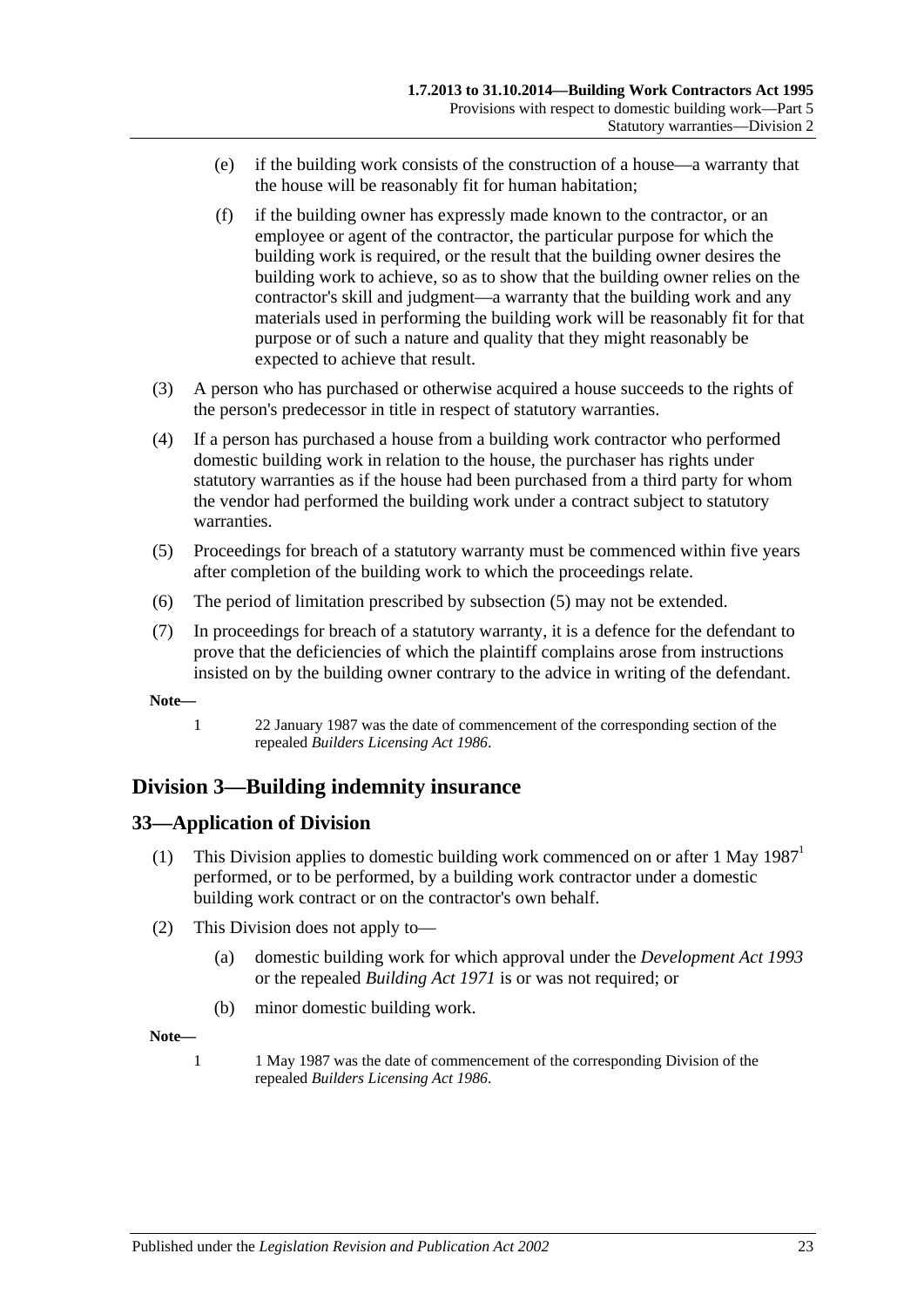(e) if the building work consists of the construction of a house—a warranty that the house will be reasonably fit for human habitation;

(f) if the building owner has expressly made known to the contractor, or an employee or agent of the contractor, the particular purpose for which the building work is required, or the result that the building owner desires the building work to achieve, so as to show that the building owner relies on the contractor's skill and judgment—a warranty that the building work and any materials used in performing the building work will be reasonably fit for that purpose or of such a nature and quality that they might reasonably be expected to achieve that result.

(3) A person who has purchased or otherwise acquired a house succeeds to the rights of the person's predecessor in title in respect of statutory warranties.

(4) If a person has purchased a house from a building work contractor who performed domestic building work in relation to the house, the purchaser has rights under statutory warranties as if the house had been purchased from a third party for whom the vendor had performed the building work under a contract subject to statutory warranties.

(5) Proceedings for breach of a statutory warranty must be commenced within five years after completion of the building work to which the proceedings relate.

(6) The period of limitation prescribed by subsection (5) may not be extended.

(7) In proceedings for breach of a statutory warranty, it is a defence for the defendant to prove that the deficiencies of which the plaintiff complains arose from instructions insisted on by the building owner contrary to the advice in writing of the defendant.

**Note—**

1 22 January 1987 was the date of commencement of the corresponding section of the repealed *Builders Licensing Act 1986*.

## Division 3—Building indemnity insurance

### 33—Application of Division

(1) This Division applies to domestic building work commenced on or after 1 May 1987[1] performed, or to be performed, by a building work contractor under a domestic building work contract or on the contractor's own behalf.

(2) This Division does not apply to—

(a) domestic building work for which approval under the *Development Act 1993* or the repealed *Building Act 1971* is or was not required; or

(b) minor domestic building work.

**Note—**

1 1 May 1987 was the date of commencement of the corresponding Division of the repealed *Builders Licensing Act 1986*.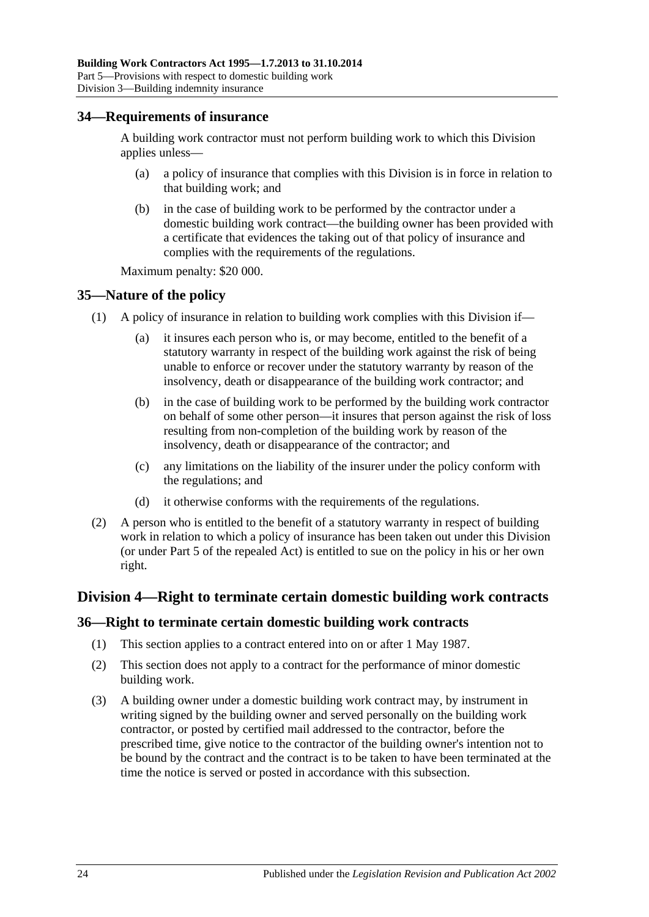## 34—Requirements of insurance

A building work contractor must not perform building work to which this Division applies unless—

(a) a policy of insurance that complies with this Division is in force in relation to that building work; and

(b) in the case of building work to be performed by the contractor under a domestic building work contract—the building owner has been provided with a certificate that evidences the taking out of that policy of insurance and complies with the requirements of the regulations.

Maximum penalty: $20 000.

## 35—Nature of the policy

(1) A policy of insurance in relation to building work complies with this Division if—

(a) it insures each person who is, or may become, entitled to the benefit of a statutory warranty in respect of the building work against the risk of being unable to enforce or recover under the statutory warranty by reason of the insolvency, death or disappearance of the building work contractor; and

(b) in the case of building work to be performed by the building work contractor on behalf of some other person—it insures that person against the risk of loss resulting from non-completion of the building work by reason of the insolvency, death or disappearance of the contractor; and

(c) any limitations on the liability of the insurer under the policy conform with the regulations; and

(d) it otherwise conforms with the requirements of the regulations.

(2) A person who is entitled to the benefit of a statutory warranty in respect of building work in relation to which a policy of insurance has been taken out under this Division (or under Part 5 of the repealed Act) is entitled to sue on the policy in his or her own right.

# Division 4—Right to terminate certain domestic building work contracts

## 36—Right to terminate certain domestic building work contracts

(1) This section applies to a contract entered into on or after 1 May 1987.

(2) This section does not apply to a contract for the performance of minor domestic building work.

(3) A building owner under a domestic building work contract may, by instrument in writing signed by the building owner and served personally on the building work contractor, or posted by certified mail addressed to the contractor, before the prescribed time, give notice to the contractor of the building owner's intention not to be bound by the contract and the contract is to be taken to have been terminated at the time the notice is served or posted in accordance with this subsection.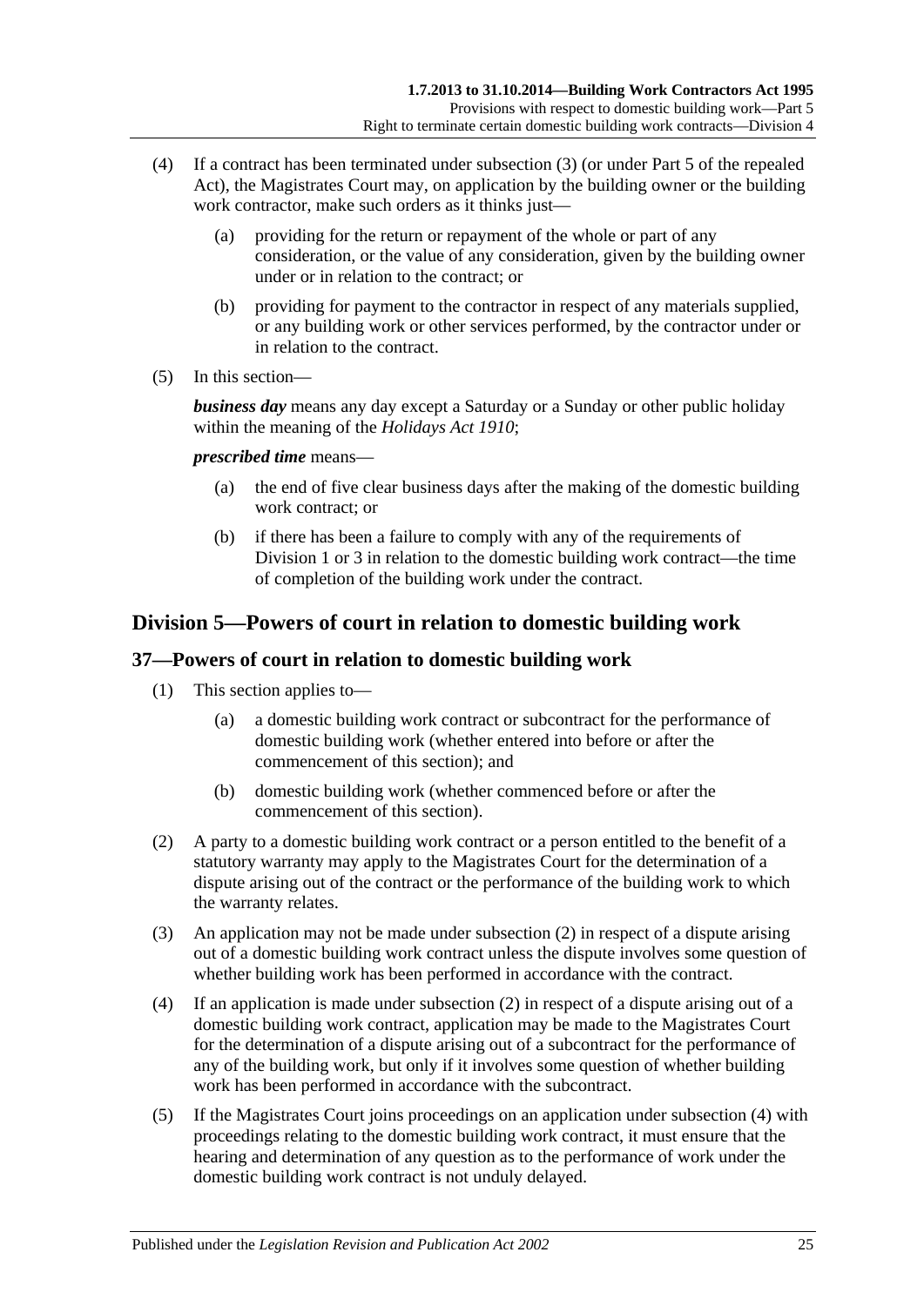(4) If a contract has been terminated under subsection (3) (or under Part 5 of the repealed Act), the Magistrates Court may, on application by the building owner or the building work contractor, make such orders as it thinks just—

(a) providing for the return or repayment of the whole or part of any consideration, or the value of any consideration, given by the building owner under or in relation to the contract; or

(b) providing for payment to the contractor in respect of any materials supplied, or any building work or other services performed, by the contractor under or in relation to the contract.

(5) In this section—

***business day*** means any day except a Saturday or a Sunday or other public holiday within the meaning of the *Holidays Act 1910*;

***prescribed time*** means—

(a) the end of five clear business days after the making of the domestic building work contract; or

(b) if there has been a failure to comply with any of the requirements of Division 1 or 3 in relation to the domestic building work contract—the time of completion of the building work under the contract.

## Division 5—Powers of court in relation to domestic building work

### 37—Powers of court in relation to domestic building work

(1) This section applies to—

(a) a domestic building work contract or subcontract for the performance of domestic building work (whether entered into before or after the commencement of this section); and

(b) domestic building work (whether commenced before or after the commencement of this section).

(2) A party to a domestic building work contract or a person entitled to the benefit of a statutory warranty may apply to the Magistrates Court for the determination of a dispute arising out of the contract or the performance of the building work to which the warranty relates.

(3) An application may not be made under subsection (2) in respect of a dispute arising out of a domestic building work contract unless the dispute involves some question of whether building work has been performed in accordance with the contract.

(4) If an application is made under subsection (2) in respect of a dispute arising out of a domestic building work contract, application may be made to the Magistrates Court for the determination of a dispute arising out of a subcontract for the performance of any of the building work, but only if it involves some question of whether building work has been performed in accordance with the subcontract.

(5) If the Magistrates Court joins proceedings on an application under subsection (4) with proceedings relating to the domestic building work contract, it must ensure that the hearing and determination of any question as to the performance of work under the domestic building work contract is not unduly delayed.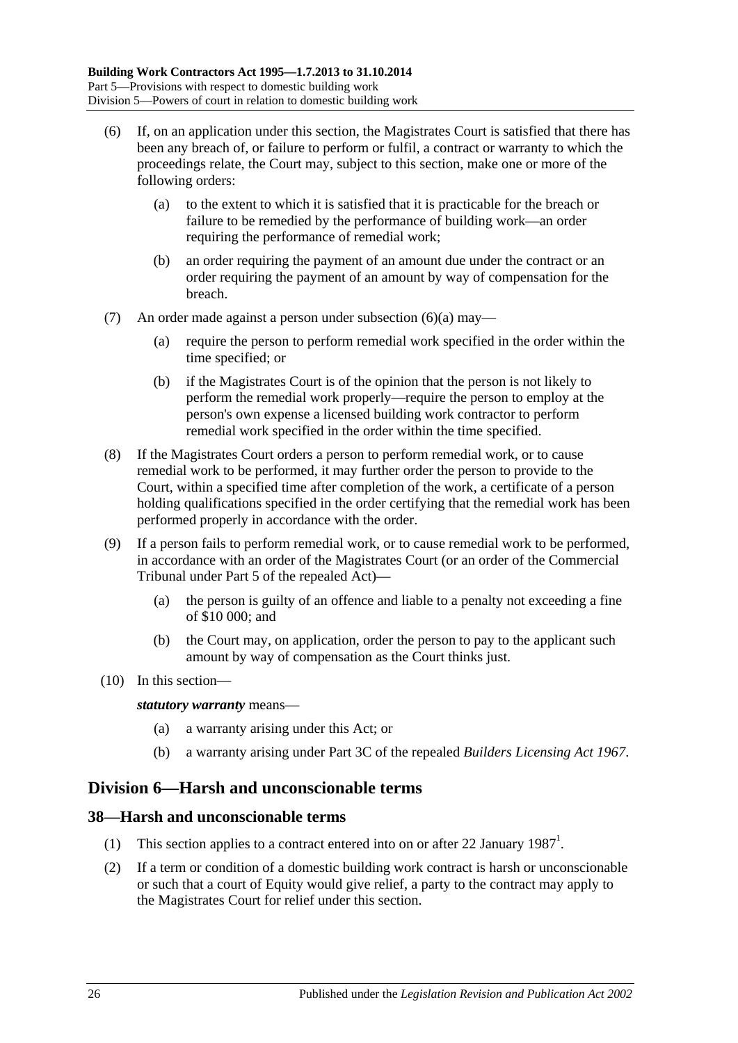(6) If, on an application under this section, the Magistrates Court is satisfied that there has been any breach of, or failure to perform or fulfil, a contract or warranty to which the proceedings relate, the Court may, subject to this section, make one or more of the following orders:

(a) to the extent to which it is satisfied that it is practicable for the breach or failure to be remedied by the performance of building work—an order requiring the performance of remedial work;

(b) an order requiring the payment of an amount due under the contract or an order requiring the payment of an amount by way of compensation for the breach.

(7) An order made against a person under subsection (6)(a) may—

(a) require the person to perform remedial work specified in the order within the time specified; or

(b) if the Magistrates Court is of the opinion that the person is not likely to perform the remedial work properly—require the person to employ at the person's own expense a licensed building work contractor to perform remedial work specified in the order within the time specified.

(8) If the Magistrates Court orders a person to perform remedial work, or to cause remedial work to be performed, it may further order the person to provide to the Court, within a specified time after completion of the work, a certificate of a person holding qualifications specified in the order certifying that the remedial work has been performed properly in accordance with the order.

(9) If a person fails to perform remedial work, or to cause remedial work to be performed, in accordance with an order of the Magistrates Court (or an order of the Commercial Tribunal under Part 5 of the repealed Act)—

(a) the person is guilty of an offence and liable to a penalty not exceeding a fine of $10 000; and

(b) the Court may, on application, order the person to pay to the applicant such amount by way of compensation as the Court thinks just.

(10) In this section—

***statutory warranty*** means—

(a) a warranty arising under this Act; or

(b) a warranty arising under Part 3C of the repealed *Builders Licensing Act 1967*.

## Division 6—Harsh and unconscionable terms

### 38—Harsh and unconscionable terms

(1) This section applies to a contract entered into on or after 22 January 1987[1].

(2) If a term or condition of a domestic building work contract is harsh or unconscionable or such that a court of Equity would give relief, a party to the contract may apply to the Magistrates Court for relief under this section.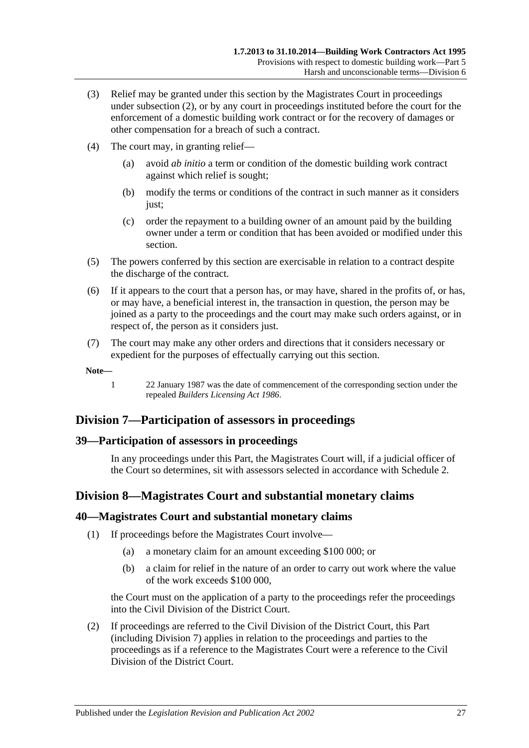(3) Relief may be granted under this section by the Magistrates Court in proceedings under subsection (2), or by any court in proceedings instituted before the court for the enforcement of a domestic building work contract or for the recovery of damages or other compensation for a breach of such a contract.

(4) The court may, in granting relief—

  (a) avoid *ab initio* a term or condition of the domestic building work contract against which relief is sought;

  (b) modify the terms or conditions of the contract in such manner as it considers just;

  (c) order the repayment to a building owner of an amount paid by the building owner under a term or condition that has been avoided or modified under this section.

(5) The powers conferred by this section are exercisable in relation to a contract despite the discharge of the contract.

(6) If it appears to the court that a person has, or may have, shared in the profits of, or has, or may have, a beneficial interest in, the transaction in question, the person may be joined as a party to the proceedings and the court may make such orders against, or in respect of, the person as it considers just.

(7) The court may make any other orders and directions that it considers necessary or expedient for the purposes of effectually carrying out this section.

**Note—**

1 22 January 1987 was the date of commencement of the corresponding section under the repealed *Builders Licensing Act 1986*.

## Division 7—Participation of assessors in proceedings

### 39—Participation of assessors in proceedings

In any proceedings under this Part, the Magistrates Court will, if a judicial officer of the Court so determines, sit with assessors selected in accordance with Schedule 2.

## Division 8—Magistrates Court and substantial monetary claims

### 40—Magistrates Court and substantial monetary claims

(1) If proceedings before the Magistrates Court involve—

  (a) a monetary claim for an amount exceeding $100 000; or

  (b) a claim for relief in the nature of an order to carry out work where the value of the work exceeds $100 000,

the Court must on the application of a party to the proceedings refer the proceedings into the Civil Division of the District Court.

(2) If proceedings are referred to the Civil Division of the District Court, this Part (including Division 7) applies in relation to the proceedings and parties to the proceedings as if a reference to the Magistrates Court were a reference to the Civil Division of the District Court.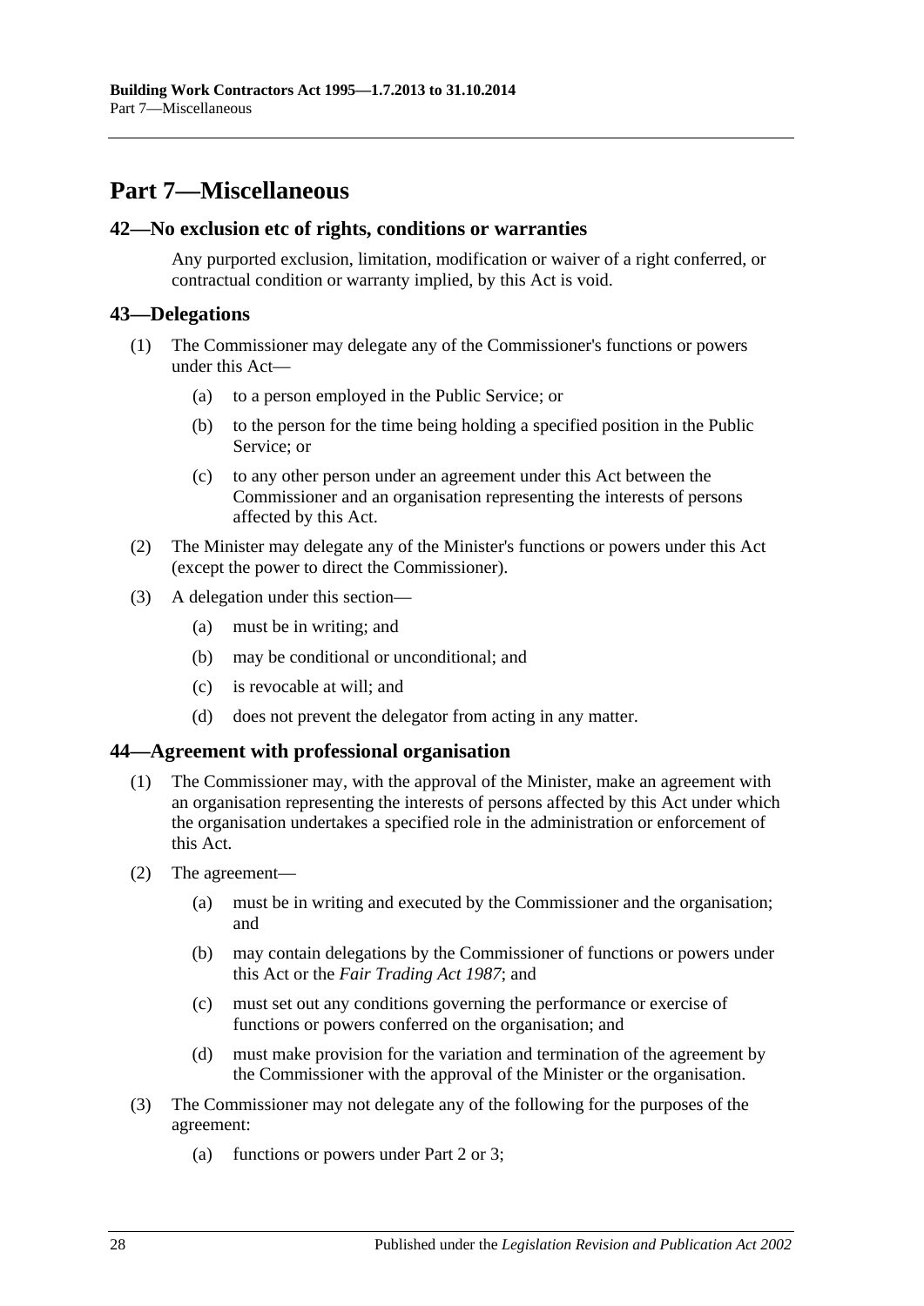# Part 7—Miscellaneous

## 42—No exclusion etc of rights, conditions or warranties

Any purported exclusion, limitation, modification or waiver of a right conferred, or contractual condition or warranty implied, by this Act is void.

## 43—Delegations

(1) The Commissioner may delegate any of the Commissioner's functions or powers under this Act—

(a) to a person employed in the Public Service; or

(b) to the person for the time being holding a specified position in the Public Service; or

(c) to any other person under an agreement under this Act between the Commissioner and an organisation representing the interests of persons affected by this Act.

(2) The Minister may delegate any of the Minister's functions or powers under this Act (except the power to direct the Commissioner).

(3) A delegation under this section—

(a) must be in writing; and

(b) may be conditional or unconditional; and

(c) is revocable at will; and

(d) does not prevent the delegator from acting in any matter.

## 44—Agreement with professional organisation

(1) The Commissioner may, with the approval of the Minister, make an agreement with an organisation representing the interests of persons affected by this Act under which the organisation undertakes a specified role in the administration or enforcement of this Act.

(2) The agreement—

(a) must be in writing and executed by the Commissioner and the organisation; and

(b) may contain delegations by the Commissioner of functions or powers under this Act or the *Fair Trading Act 1987*; and

(c) must set out any conditions governing the performance or exercise of functions or powers conferred on the organisation; and

(d) must make provision for the variation and termination of the agreement by the Commissioner with the approval of the Minister or the organisation.

(3) The Commissioner may not delegate any of the following for the purposes of the agreement:

(a) functions or powers under Part 2 or 3;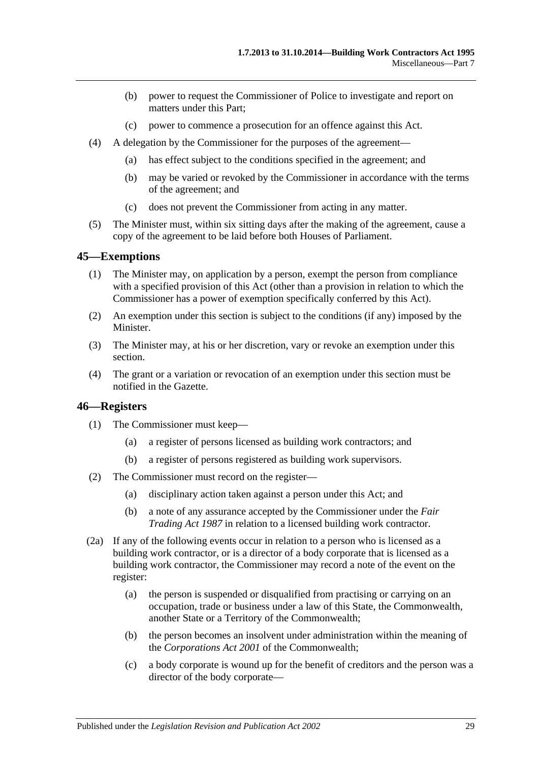(b) power to request the Commissioner of Police to investigate and report on matters under this Part;

(c) power to commence a prosecution for an offence against this Act.

(4) A delegation by the Commissioner for the purposes of the agreement—

(a) has effect subject to the conditions specified in the agreement; and

(b) may be varied or revoked by the Commissioner in accordance with the terms of the agreement; and

(c) does not prevent the Commissioner from acting in any matter.

(5) The Minister must, within six sitting days after the making of the agreement, cause a copy of the agreement to be laid before both Houses of Parliament.

## 45—Exemptions

(1) The Minister may, on application by a person, exempt the person from compliance with a specified provision of this Act (other than a provision in relation to which the Commissioner has a power of exemption specifically conferred by this Act).

(2) An exemption under this section is subject to the conditions (if any) imposed by the Minister.

(3) The Minister may, at his or her discretion, vary or revoke an exemption under this section.

(4) The grant or a variation or revocation of an exemption under this section must be notified in the Gazette.

## 46—Registers

(1) The Commissioner must keep—

(a) a register of persons licensed as building work contractors; and

(b) a register of persons registered as building work supervisors.

(2) The Commissioner must record on the register—

(a) disciplinary action taken against a person under this Act; and

(b) a note of any assurance accepted by the Commissioner under the *Fair Trading Act 1987* in relation to a licensed building work contractor.

(2a) If any of the following events occur in relation to a person who is licensed as a building work contractor, or is a director of a body corporate that is licensed as a building work contractor, the Commissioner may record a note of the event on the register:

(a) the person is suspended or disqualified from practising or carrying on an occupation, trade or business under a law of this State, the Commonwealth, another State or a Territory of the Commonwealth;

(b) the person becomes an insolvent under administration within the meaning of the *Corporations Act 2001* of the Commonwealth;

(c) a body corporate is wound up for the benefit of creditors and the person was a director of the body corporate—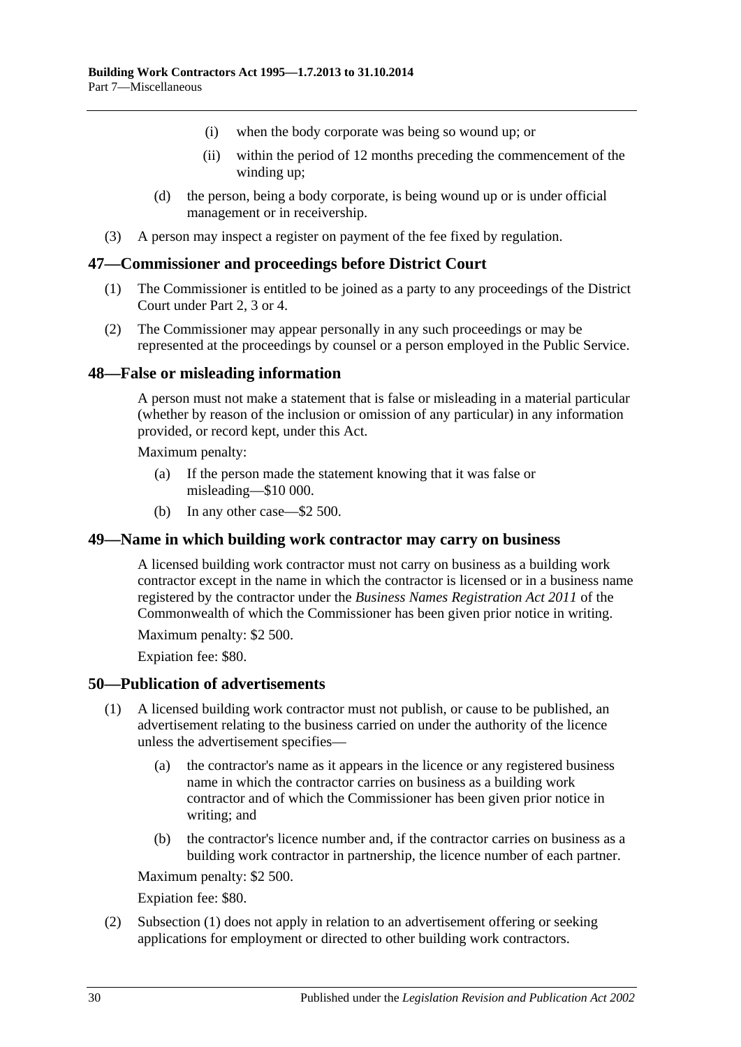(i) when the body corporate was being so wound up; or

(ii) within the period of 12 months preceding the commencement of the winding up;

(d) the person, being a body corporate, is being wound up or is under official management or in receivership.

(3) A person may inspect a register on payment of the fee fixed by regulation.

## 47—Commissioner and proceedings before District Court

(1) The Commissioner is entitled to be joined as a party to any proceedings of the District Court under Part 2, 3 or 4.

(2) The Commissioner may appear personally in any such proceedings or may be represented at the proceedings by counsel or a person employed in the Public Service.

## 48—False or misleading information

A person must not make a statement that is false or misleading in a material particular (whether by reason of the inclusion or omission of any particular) in any information provided, or record kept, under this Act.

Maximum penalty:

(a) If the person made the statement knowing that it was false or misleading—$10 000.

(b) In any other case—$2 500.

## 49—Name in which building work contractor may carry on business

A licensed building work contractor must not carry on business as a building work contractor except in the name in which the contractor is licensed or in a business name registered by the contractor under the *Business Names Registration Act 2011* of the Commonwealth of which the Commissioner has been given prior notice in writing.

Maximum penalty: $2 500.

Expiation fee: $80.

## 50—Publication of advertisements

(1) A licensed building work contractor must not publish, or cause to be published, an advertisement relating to the business carried on under the authority of the licence unless the advertisement specifies—

(a) the contractor's name as it appears in the licence or any registered business name in which the contractor carries on business as a building work contractor and of which the Commissioner has been given prior notice in writing; and

(b) the contractor's licence number and, if the contractor carries on business as a building work contractor in partnership, the licence number of each partner.

Maximum penalty: $2 500.

Expiation fee: $80.

(2) Subsection (1) does not apply in relation to an advertisement offering or seeking applications for employment or directed to other building work contractors.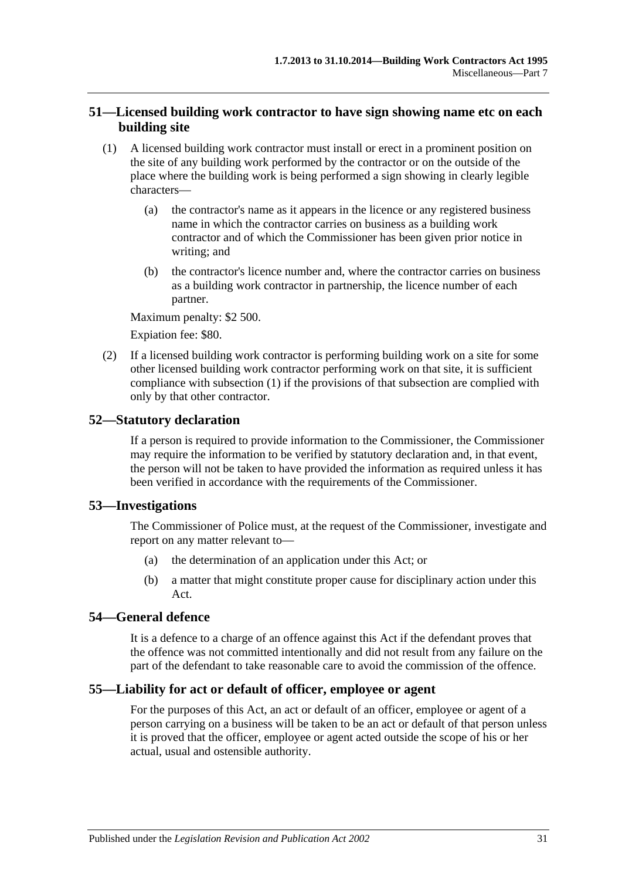## 51—Licensed building work contractor to have sign showing name etc on each building site

(1) A licensed building work contractor must install or erect in a prominent position on the site of any building work performed by the contractor or on the outside of the place where the building work is being performed a sign showing in clearly legible characters—

(a) the contractor's name as it appears in the licence or any registered business name in which the contractor carries on business as a building work contractor and of which the Commissioner has been given prior notice in writing; and

(b) the contractor's licence number and, where the contractor carries on business as a building work contractor in partnership, the licence number of each partner.

Maximum penalty: $2 500.

Expiation fee: $80.

(2) If a licensed building work contractor is performing building work on a site for some other licensed building work contractor performing work on that site, it is sufficient compliance with subsection (1) if the provisions of that subsection are complied with only by that other contractor.

## 52—Statutory declaration

If a person is required to provide information to the Commissioner, the Commissioner may require the information to be verified by statutory declaration and, in that event, the person will not be taken to have provided the information as required unless it has been verified in accordance with the requirements of the Commissioner.

## 53—Investigations

The Commissioner of Police must, at the request of the Commissioner, investigate and report on any matter relevant to—

(a) the determination of an application under this Act; or

(b) a matter that might constitute proper cause for disciplinary action under this Act.

## 54—General defence

It is a defence to a charge of an offence against this Act if the defendant proves that the offence was not committed intentionally and did not result from any failure on the part of the defendant to take reasonable care to avoid the commission of the offence.

## 55—Liability for act or default of officer, employee or agent

For the purposes of this Act, an act or default of an officer, employee or agent of a person carrying on a business will be taken to be an act or default of that person unless it is proved that the officer, employee or agent acted outside the scope of his or her actual, usual and ostensible authority.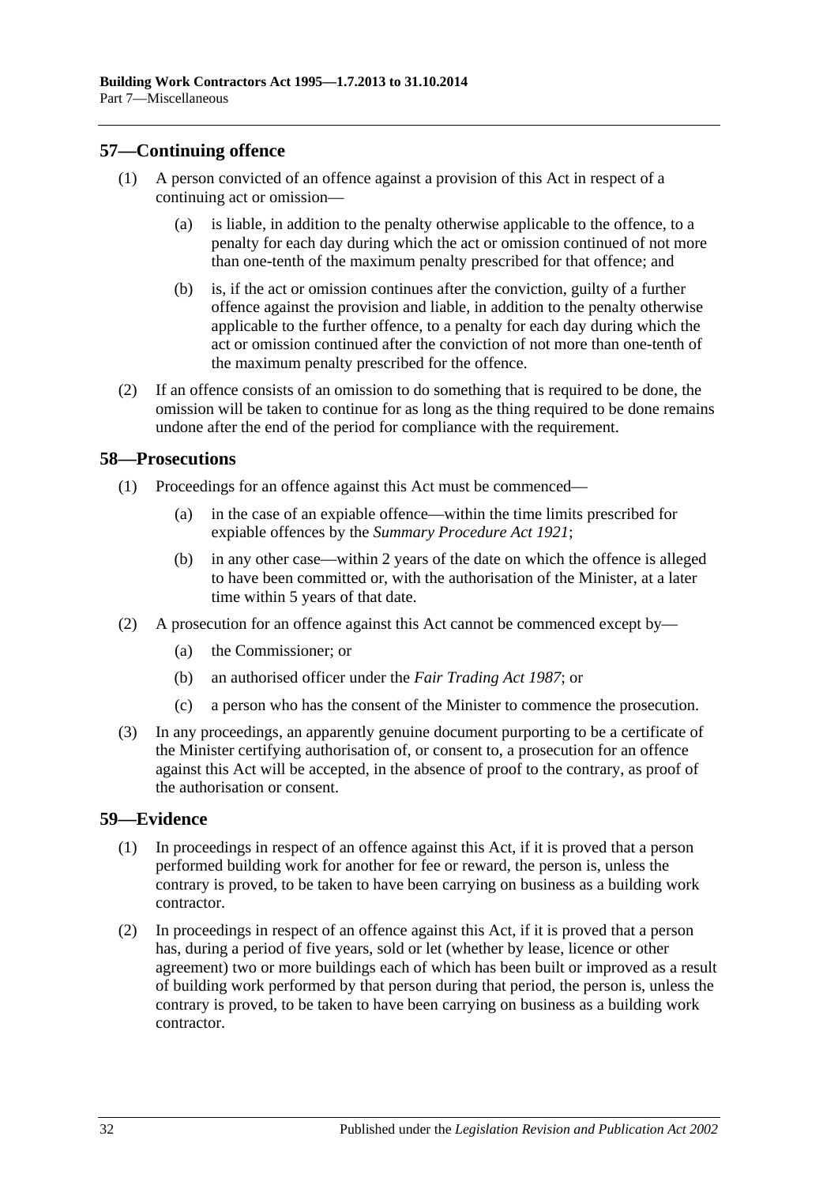## 57—Continuing offence

(1) A person convicted of an offence against a provision of this Act in respect of a continuing act or omission—

(a) is liable, in addition to the penalty otherwise applicable to the offence, to a penalty for each day during which the act or omission continued of not more than one-tenth of the maximum penalty prescribed for that offence; and

(b) is, if the act or omission continues after the conviction, guilty of a further offence against the provision and liable, in addition to the penalty otherwise applicable to the further offence, to a penalty for each day during which the act or omission continued after the conviction of not more than one-tenth of the maximum penalty prescribed for the offence.

(2) If an offence consists of an omission to do something that is required to be done, the omission will be taken to continue for as long as the thing required to be done remains undone after the end of the period for compliance with the requirement.

## 58—Prosecutions

(1) Proceedings for an offence against this Act must be commenced—

(a) in the case of an expiable offence—within the time limits prescribed for expiable offences by the *Summary Procedure Act 1921*;

(b) in any other case—within 2 years of the date on which the offence is alleged to have been committed or, with the authorisation of the Minister, at a later time within 5 years of that date.

(2) A prosecution for an offence against this Act cannot be commenced except by—

(a) the Commissioner; or

(b) an authorised officer under the *Fair Trading Act 1987*; or

(c) a person who has the consent of the Minister to commence the prosecution.

(3) In any proceedings, an apparently genuine document purporting to be a certificate of the Minister certifying authorisation of, or consent to, a prosecution for an offence against this Act will be accepted, in the absence of proof to the contrary, as proof of the authorisation or consent.

## 59—Evidence

(1) In proceedings in respect of an offence against this Act, if it is proved that a person performed building work for another for fee or reward, the person is, unless the contrary is proved, to be taken to have been carrying on business as a building work contractor.

(2) In proceedings in respect of an offence against this Act, if it is proved that a person has, during a period of five years, sold or let (whether by lease, licence or other agreement) two or more buildings each of which has been built or improved as a result of building work performed by that person during that period, the person is, unless the contrary is proved, to be taken to have been carrying on business as a building work contractor.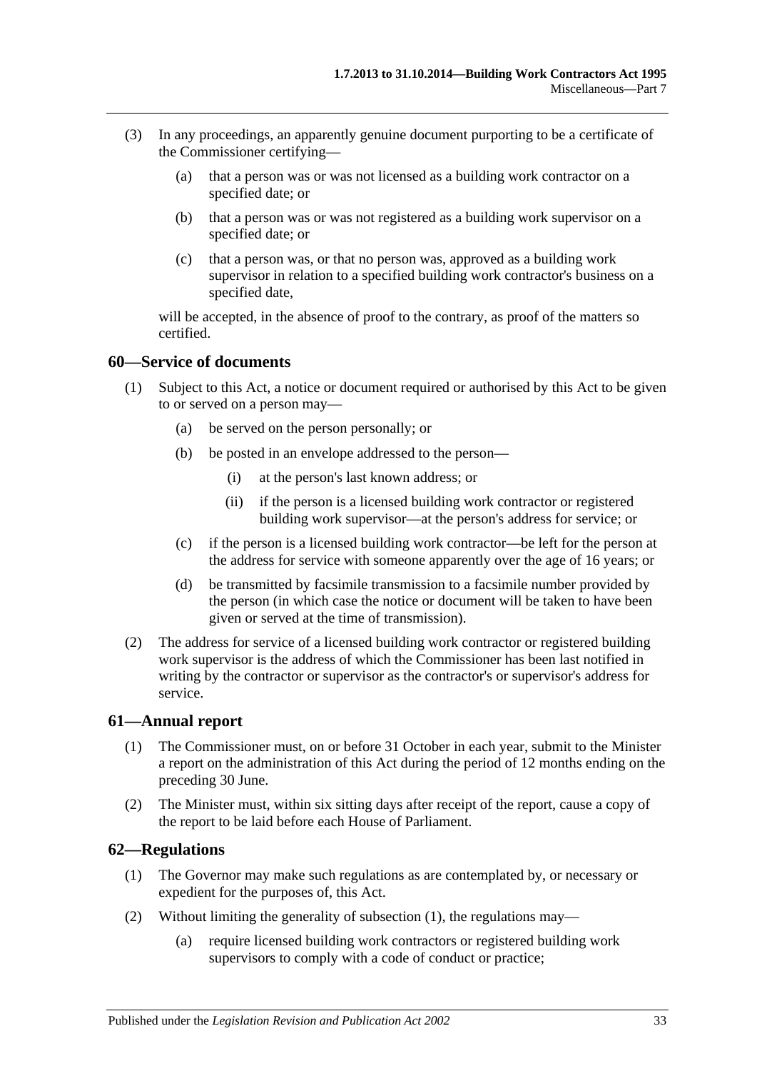(3) In any proceedings, an apparently genuine document purporting to be a certificate of the Commissioner certifying—

(a) that a person was or was not licensed as a building work contractor on a specified date; or

(b) that a person was or was not registered as a building work supervisor on a specified date; or

(c) that a person was, or that no person was, approved as a building work supervisor in relation to a specified building work contractor's business on a specified date,

will be accepted, in the absence of proof to the contrary, as proof of the matters so certified.

## 60—Service of documents

(1) Subject to this Act, a notice or document required or authorised by this Act to be given to or served on a person may—

(a) be served on the person personally; or

(b) be posted in an envelope addressed to the person—

(i) at the person's last known address; or

(ii) if the person is a licensed building work contractor or registered building work supervisor—at the person's address for service; or

(c) if the person is a licensed building work contractor—be left for the person at the address for service with someone apparently over the age of 16 years; or

(d) be transmitted by facsimile transmission to a facsimile number provided by the person (in which case the notice or document will be taken to have been given or served at the time of transmission).

(2) The address for service of a licensed building work contractor or registered building work supervisor is the address of which the Commissioner has been last notified in writing by the contractor or supervisor as the contractor's or supervisor's address for service.

## 61—Annual report

(1) The Commissioner must, on or before 31 October in each year, submit to the Minister a report on the administration of this Act during the period of 12 months ending on the preceding 30 June.

(2) The Minister must, within six sitting days after receipt of the report, cause a copy of the report to be laid before each House of Parliament.

## 62—Regulations

(1) The Governor may make such regulations as are contemplated by, or necessary or expedient for the purposes of, this Act.

(2) Without limiting the generality of subsection (1), the regulations may—

(a) require licensed building work contractors or registered building work supervisors to comply with a code of conduct or practice;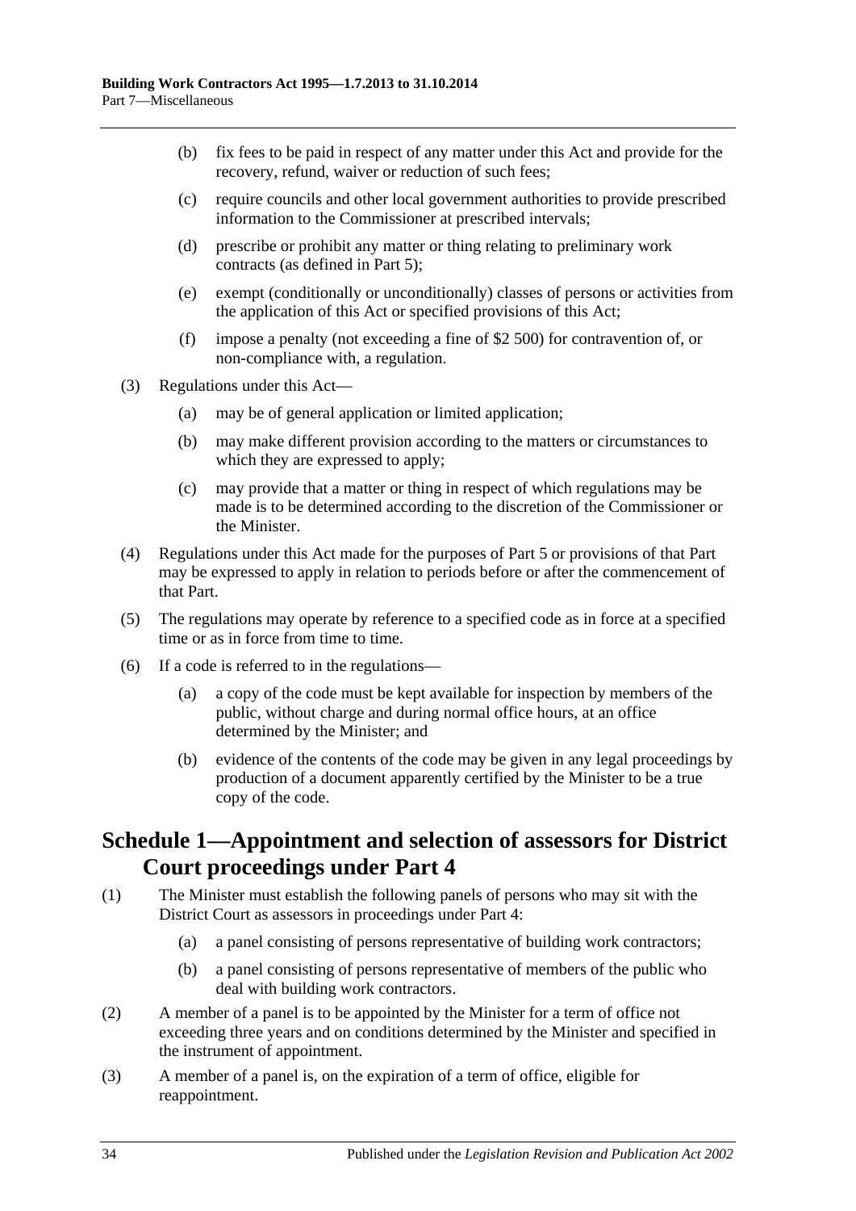(b) fix fees to be paid in respect of any matter under this Act and provide for the recovery, refund, waiver or reduction of such fees;

(c) require councils and other local government authorities to provide prescribed information to the Commissioner at prescribed intervals;

(d) prescribe or prohibit any matter or thing relating to preliminary work contracts (as defined in Part 5);

(e) exempt (conditionally or unconditionally) classes of persons or activities from the application of this Act or specified provisions of this Act;

(f) impose a penalty (not exceeding a fine of $2 500) for contravention of, or non-compliance with, a regulation.

(3) Regulations under this Act—

(a) may be of general application or limited application;

(b) may make different provision according to the matters or circumstances to which they are expressed to apply;

(c) may provide that a matter or thing in respect of which regulations may be made is to be determined according to the discretion of the Commissioner or the Minister.

(4) Regulations under this Act made for the purposes of Part 5 or provisions of that Part may be expressed to apply in relation to periods before or after the commencement of that Part.

(5) The regulations may operate by reference to a specified code as in force at a specified time or as in force from time to time.

(6) If a code is referred to in the regulations—

(a) a copy of the code must be kept available for inspection by members of the public, without charge and during normal office hours, at an office determined by the Minister; and

(b) evidence of the contents of the code may be given in any legal proceedings by production of a document apparently certified by the Minister to be a true copy of the code.

## Schedule 1—Appointment and selection of assessors for District Court proceedings under Part 4

(1) The Minister must establish the following panels of persons who may sit with the District Court as assessors in proceedings under Part 4:

(a) a panel consisting of persons representative of building work contractors;

(b) a panel consisting of persons representative of members of the public who deal with building work contractors.

(2) A member of a panel is to be appointed by the Minister for a term of office not exceeding three years and on conditions determined by the Minister and specified in the instrument of appointment.

(3) A member of a panel is, on the expiration of a term of office, eligible for reappointment.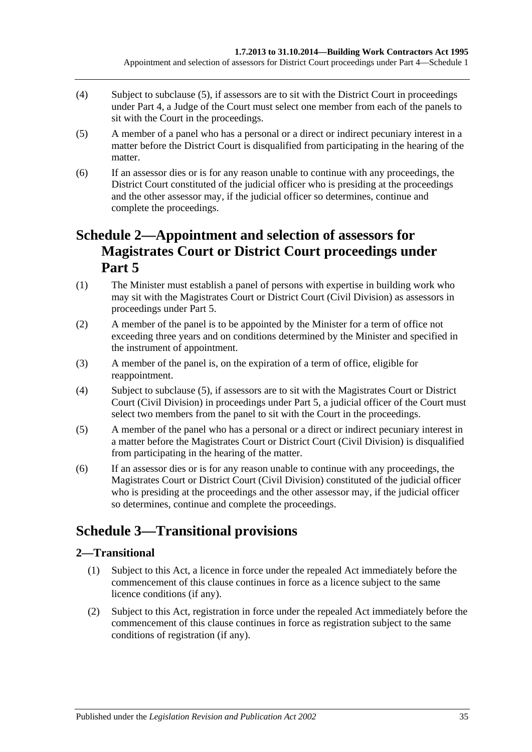(4) Subject to subclause (5), if assessors are to sit with the District Court in proceedings under Part 4, a Judge of the Court must select one member from each of the panels to sit with the Court in the proceedings.

(5) A member of a panel who has a personal or a direct or indirect pecuniary interest in a matter before the District Court is disqualified from participating in the hearing of the matter.

(6) If an assessor dies or is for any reason unable to continue with any proceedings, the District Court constituted of the judicial officer who is presiding at the proceedings and the other assessor may, if the judicial officer so determines, continue and complete the proceedings.

# Schedule 2—Appointment and selection of assessors for Magistrates Court or District Court proceedings under Part 5

(1) The Minister must establish a panel of persons with expertise in building work who may sit with the Magistrates Court or District Court (Civil Division) as assessors in proceedings under Part 5.

(2) A member of the panel is to be appointed by the Minister for a term of office not exceeding three years and on conditions determined by the Minister and specified in the instrument of appointment.

(3) A member of the panel is, on the expiration of a term of office, eligible for reappointment.

(4) Subject to subclause (5), if assessors are to sit with the Magistrates Court or District Court (Civil Division) in proceedings under Part 5, a judicial officer of the Court must select two members from the panel to sit with the Court in the proceedings.

(5) A member of the panel who has a personal or a direct or indirect pecuniary interest in a matter before the Magistrates Court or District Court (Civil Division) is disqualified from participating in the hearing of the matter.

(6) If an assessor dies or is for any reason unable to continue with any proceedings, the Magistrates Court or District Court (Civil Division) constituted of the judicial officer who is presiding at the proceedings and the other assessor may, if the judicial officer so determines, continue and complete the proceedings.

# Schedule 3—Transitional provisions

## 2—Transitional

(1) Subject to this Act, a licence in force under the repealed Act immediately before the commencement of this clause continues in force as a licence subject to the same licence conditions (if any).

(2) Subject to this Act, registration in force under the repealed Act immediately before the commencement of this clause continues in force as registration subject to the same conditions of registration (if any).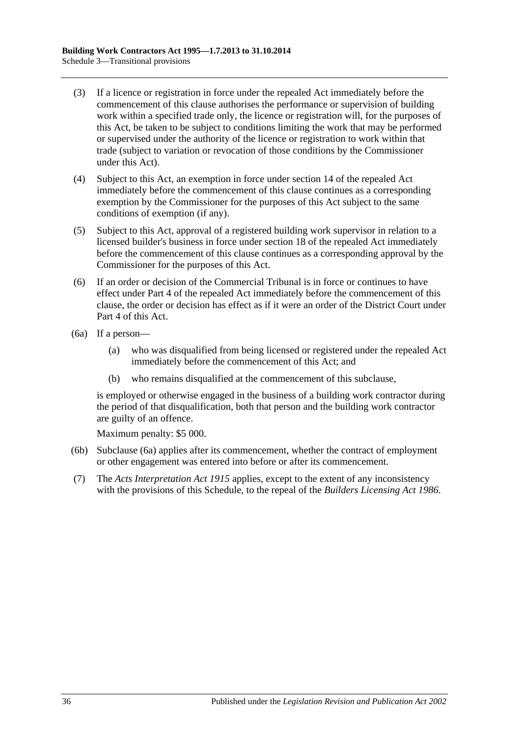(3) If a licence or registration in force under the repealed Act immediately before the commencement of this clause authorises the performance or supervision of building work within a specified trade only, the licence or registration will, for the purposes of this Act, be taken to be subject to conditions limiting the work that may be performed or supervised under the authority of the licence or registration to work within that trade (subject to variation or revocation of those conditions by the Commissioner under this Act).

(4) Subject to this Act, an exemption in force under section 14 of the repealed Act immediately before the commencement of this clause continues as a corresponding exemption by the Commissioner for the purposes of this Act subject to the same conditions of exemption (if any).

(5) Subject to this Act, approval of a registered building work supervisor in relation to a licensed builder's business in force under section 18 of the repealed Act immediately before the commencement of this clause continues as a corresponding approval by the Commissioner for the purposes of this Act.

(6) If an order or decision of the Commercial Tribunal is in force or continues to have effect under Part 4 of the repealed Act immediately before the commencement of this clause, the order or decision has effect as if it were an order of the District Court under Part 4 of this Act.

(6a) If a person—

- (a) who was disqualified from being licensed or registered under the repealed Act immediately before the commencement of this Act; and
- (b) who remains disqualified at the commencement of this subclause,

is employed or otherwise engaged in the business of a building work contractor during the period of that disqualification, both that person and the building work contractor are guilty of an offence.

Maximum penalty: $5 000.

(6b) Subclause (6a) applies after its commencement, whether the contract of employment or other engagement was entered into before or after its commencement.

(7) The *Acts Interpretation Act 1915* applies, except to the extent of any inconsistency with the provisions of this Schedule, to the repeal of the *Builders Licensing Act 1986*.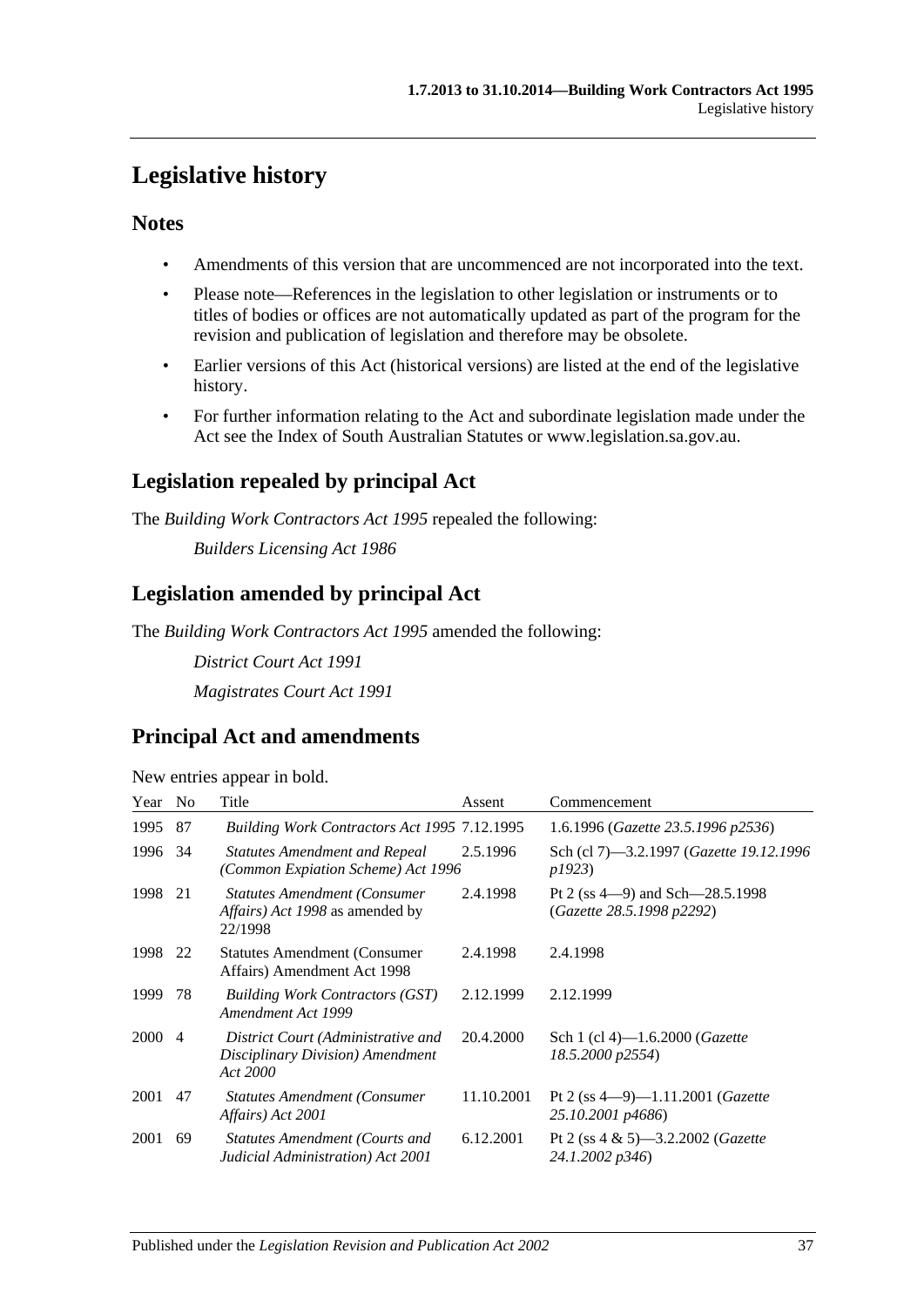# Legislative history

## Notes

- Amendments of this version that are uncommenced are not incorporated into the text.
- Please note—References in the legislation to other legislation or instruments or to titles of bodies or offices are not automatically updated as part of the program for the revision and publication of legislation and therefore may be obsolete.
- Earlier versions of this Act (historical versions) are listed at the end of the legislative history.
- For further information relating to the Act and subordinate legislation made under the Act see the Index of South Australian Statutes or www.legislation.sa.gov.au.

## Legislation repealed by principal Act

The *Building Work Contractors Act 1995* repealed the following:

*Builders Licensing Act 1986*

## Legislation amended by principal Act

The *Building Work Contractors Act 1995* amended the following:

*District Court Act 1991*

*Magistrates Court Act 1991*

## Principal Act and amendments

New entries appear in bold.

| Year | No | Title | Assent | Commencement |
|---|---|---|---|---|
| 1995 | 87 | *Building Work Contractors Act 1995* | 7.12.1995 | 1.6.1996 (*Gazette 23.5.1996 p2536*) |
| 1996 | 34 | *Statutes Amendment and Repeal (Common Expiation Scheme) Act 1996* | 2.5.1996 | Sch (cl 7)—3.2.1997 (*Gazette 19.12.1996 p1923*) |
| 1998 | 21 | *Statutes Amendment (Consumer Affairs) Act 1998* as amended by 22/1998 | 2.4.1998 | Pt 2 (ss 4—9) and Sch—28.5.1998 (*Gazette 28.5.1998 p2292*) |
| 1998 | 22 | Statutes Amendment (Consumer Affairs) Amendment Act 1998 | 2.4.1998 | 2.4.1998 |
| 1999 | 78 | *Building Work Contractors (GST) Amendment Act 1999* | 2.12.1999 | 2.12.1999 |
| 2000 | 4 | *District Court (Administrative and Disciplinary Division) Amendment Act 2000* | 20.4.2000 | Sch 1 (cl 4)—1.6.2000 (*Gazette 18.5.2000 p2554*) |
| 2001 | 47 | *Statutes Amendment (Consumer Affairs) Act 2001* | 11.10.2001 | Pt 2 (ss 4—9)—1.11.2001 (*Gazette 25.10.2001 p4686*) |
| 2001 | 69 | *Statutes Amendment (Courts and Judicial Administration) Act 2001* | 6.12.2001 | Pt 2 (ss 4 & 5)—3.2.2002 (*Gazette 24.1.2002 p346*) |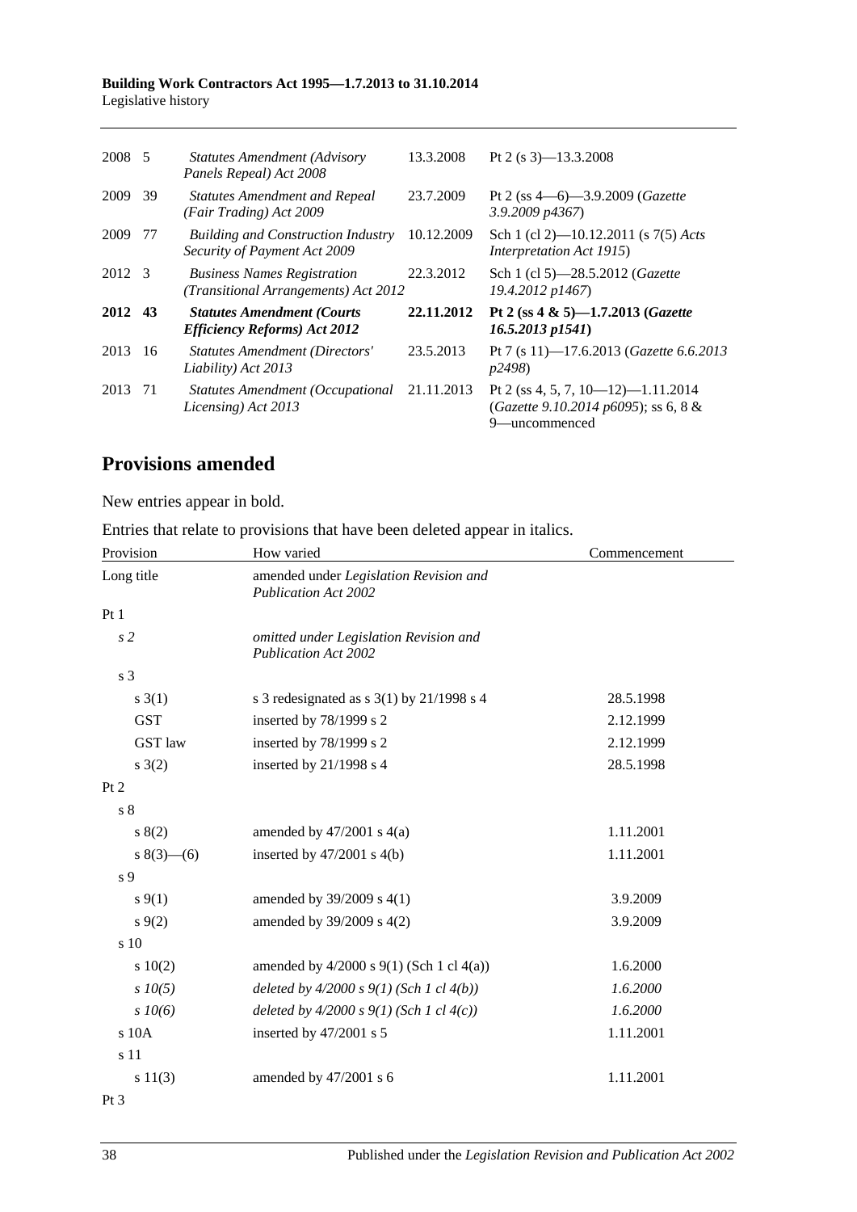| | | | | |
|---|---|---|---|---|
| 2008 | 5 | *Statutes Amendment (Advisory Panels Repeal) Act 2008* | 13.3.2008 | Pt 2 (s 3)—13.3.2008 |
| 2009 | 39 | *Statutes Amendment and Repeal (Fair Trading) Act 2009* | 23.7.2009 | Pt 2 (ss 4—6)—3.9.2009 (*Gazette 3.9.2009 p4367*) |
| 2009 | 77 | *Building and Construction Industry Security of Payment Act 2009* | 10.12.2009 | Sch 1 (cl 2)—10.12.2011 (s 7(5) *Acts Interpretation Act 1915*) |
| 2012 | 3 | *Business Names Registration (Transitional Arrangements) Act 2012* | 22.3.2012 | Sch 1 (cl 5)—28.5.2012 (*Gazette 19.4.2012 p1467*) |
| **2012** | **43** | ***Statutes Amendment (Courts Efficiency Reforms) Act 2012*** | **22.11.2012** | **Pt 2 (ss 4 & 5)—1.7.2013 (*Gazette 16.5.2013 p1541*)** |
| 2013 | 16 | *Statutes Amendment (Directors' Liability) Act 2013* | 23.5.2013 | Pt 7 (s 11)—17.6.2013 (*Gazette 6.6.2013 p2498*) |
| 2013 | 71 | *Statutes Amendment (Occupational Licensing) Act 2013* | 21.11.2013 | Pt 2 (ss 4, 5, 7, 10—12)—1.11.2014 (*Gazette 9.10.2014 p6095*); ss 6, 8 & 9—uncommenced |

## Provisions amended

New entries appear in bold.

Entries that relate to provisions that have been deleted appear in italics.

| Provision | How varied | Commencement |
|---|---|---|
| Long title | amended under *Legislation Revision and Publication Act 2002* | |
| Pt 1 | | |
| *s 2* | *omitted under Legislation Revision and Publication Act 2002* | |
| s 3 | | |
| s 3(1) | s 3 redesignated as s 3(1) by 21/1998 s 4 | 28.5.1998 |
| GST | inserted by 78/1999 s 2 | 2.12.1999 |
| GST law | inserted by 78/1999 s 2 | 2.12.1999 |
| s 3(2) | inserted by 21/1998 s 4 | 28.5.1998 |
| Pt 2 | | |
| s 8 | | |
| s 8(2) | amended by 47/2001 s 4(a) | 1.11.2001 |
| s 8(3)—(6) | inserted by 47/2001 s 4(b) | 1.11.2001 |
| s 9 | | |
| s 9(1) | amended by 39/2009 s 4(1) | 3.9.2009 |
| s 9(2) | amended by 39/2009 s 4(2) | 3.9.2009 |
| s 10 | | |
| s 10(2) | amended by 4/2000 s 9(1) (Sch 1 cl 4(a)) | 1.6.2000 |
| *s 10(5)* | *deleted by 4/2000 s 9(1) (Sch 1 cl 4(b))* | *1.6.2000* |
| *s 10(6)* | *deleted by 4/2000 s 9(1) (Sch 1 cl 4(c))* | *1.6.2000* |
| s 10A | inserted by 47/2001 s 5 | 1.11.2001 |
| s 11 | | |
| s 11(3) | amended by 47/2001 s 6 | 1.11.2001 |
| Pt 3 | | |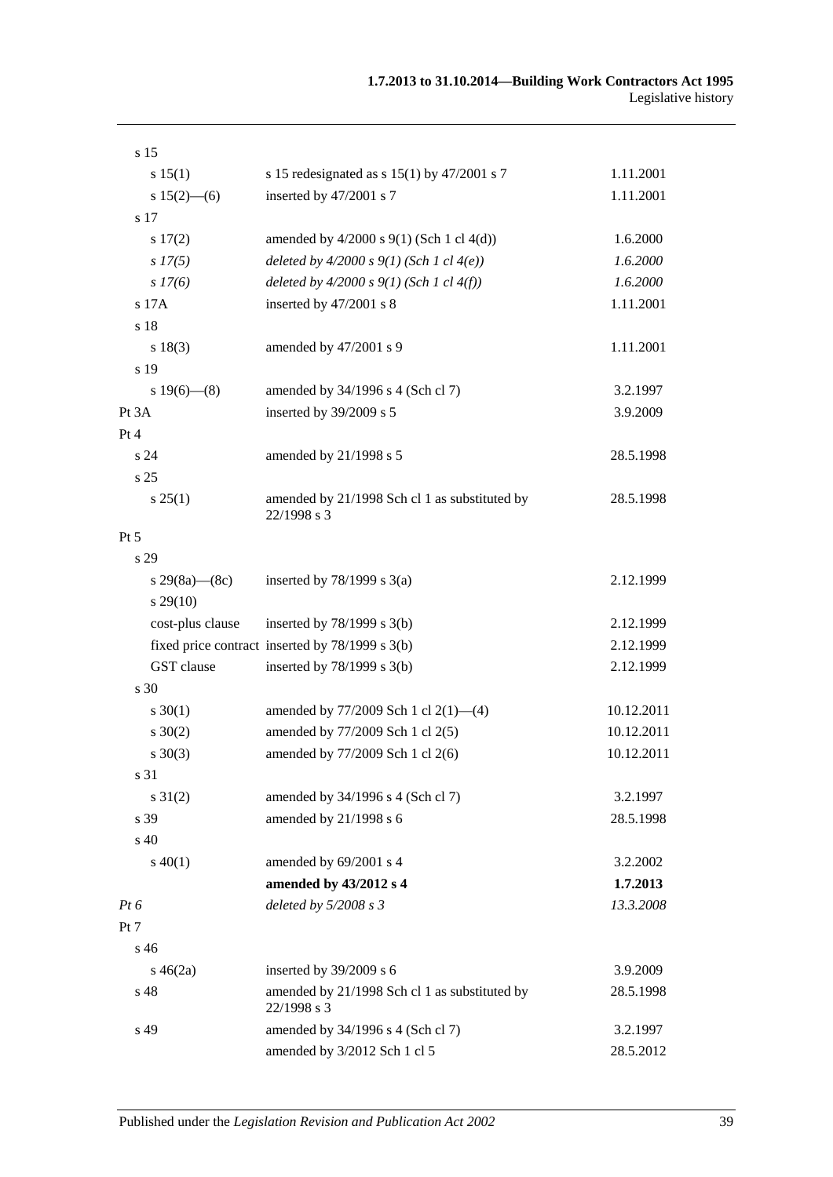| | | |
|---|---|---|
| s 15 | | |
| s 15(1) | s 15 redesignated as s 15(1) by 47/2001 s 7 | 1.11.2001 |
| s 15(2)—(6) | inserted by 47/2001 s 7 | 1.11.2001 |
| s 17 | | |
| s 17(2) | amended by 4/2000 s 9(1) (Sch 1 cl 4(d)) | 1.6.2000 |
| *s 17(5)* | *deleted by 4/2000 s 9(1) (Sch 1 cl 4(e))* | *1.6.2000* |
| *s 17(6)* | *deleted by 4/2000 s 9(1) (Sch 1 cl 4(f))* | *1.6.2000* |
| s 17A | inserted by 47/2001 s 8 | 1.11.2001 |
| s 18 | | |
| s 18(3) | amended by 47/2001 s 9 | 1.11.2001 |
| s 19 | | |
| s 19(6)—(8) | amended by 34/1996 s 4 (Sch cl 7) | 3.2.1997 |
| Pt 3A | inserted by 39/2009 s 5 | 3.9.2009 |
| Pt 4 | | |
| s 24 | amended by 21/1998 s 5 | 28.5.1998 |
| s 25 | | |
| s 25(1) | amended by 21/1998 Sch cl 1 as substituted by 22/1998 s 3 | 28.5.1998 |
| Pt 5 | | |
| s 29 | | |
| s 29(8a)—(8c) | inserted by 78/1999 s 3(a) | 2.12.1999 |
| s 29(10) | | |
| cost-plus clause | inserted by 78/1999 s 3(b) | 2.12.1999 |
| fixed price contract | inserted by 78/1999 s 3(b) | 2.12.1999 |
| GST clause | inserted by 78/1999 s 3(b) | 2.12.1999 |
| s 30 | | |
| s 30(1) | amended by 77/2009 Sch 1 cl 2(1)—(4) | 10.12.2011 |
| s 30(2) | amended by 77/2009 Sch 1 cl 2(5) | 10.12.2011 |
| s 30(3) | amended by 77/2009 Sch 1 cl 2(6) | 10.12.2011 |
| s 31 | | |
| s 31(2) | amended by 34/1996 s 4 (Sch cl 7) | 3.2.1997 |
| s 39 | amended by 21/1998 s 6 | 28.5.1998 |
| s 40 | | |
| s 40(1) | amended by 69/2001 s 4 | 3.2.2002 |
| | **amended by 43/2012 s 4** | **1.7.2013** |
| *Pt 6* | *deleted by 5/2008 s 3* | *13.3.2008* |
| Pt 7 | | |
| s 46 | | |
| s 46(2a) | inserted by 39/2009 s 6 | 3.9.2009 |
| s 48 | amended by 21/1998 Sch cl 1 as substituted by 22/1998 s 3 | 28.5.1998 |
| s 49 | amended by 34/1996 s 4 (Sch cl 7) | 3.2.1997 |
| | amended by 3/2012 Sch 1 cl 5 | 28.5.2012 |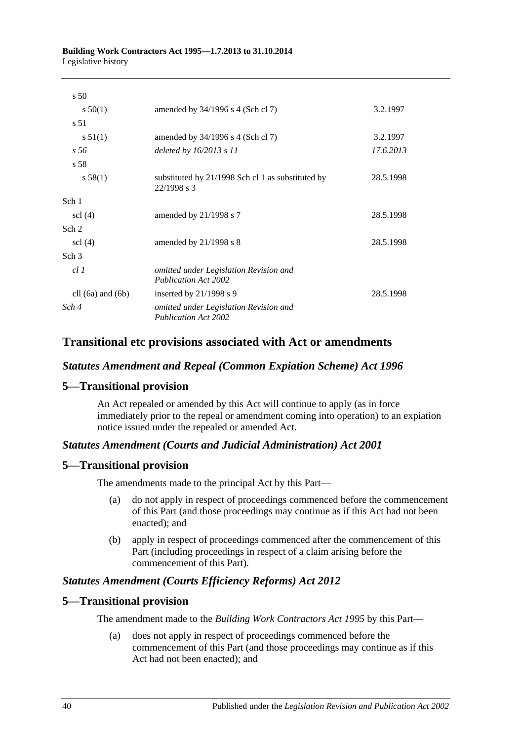| | | |
|---|---|---|
| s 50 | | |
| s 50(1) | amended by 34/1996 s 4 (Sch cl 7) | 3.2.1997 |
| s 51 | | |
| s 51(1) | amended by 34/1996 s 4 (Sch cl 7) | 3.2.1997 |
| *s 56* | *deleted by 16/2013 s 11* | *17.6.2013* |
| s 58 | | |
| s 58(1) | substituted by 21/1998 Sch cl 1 as substituted by 22/1998 s 3 | 28.5.1998 |
| Sch 1 | | |
| scl (4) | amended by 21/1998 s 7 | 28.5.1998 |
| Sch 2 | | |
| scl (4) | amended by 21/1998 s 8 | 28.5.1998 |
| Sch 3 | | |
| *cl 1* | *omitted under Legislation Revision and Publication Act 2002* | |
| cll (6a) and (6b) | inserted by 21/1998 s 9 | 28.5.1998 |
| *Sch 4* | *omitted under Legislation Revision and Publication Act 2002* | |

## Transitional etc provisions associated with Act or amendments

### *Statutes Amendment and Repeal (Common Expiation Scheme) Act 1996*

## 5—Transitional provision

An Act repealed or amended by this Act will continue to apply (as in force immediately prior to the repeal or amendment coming into operation) to an expiation notice issued under the repealed or amended Act.

### *Statutes Amendment (Courts and Judicial Administration) Act 2001*

## 5—Transitional provision

The amendments made to the principal Act by this Part—

(a) do not apply in respect of proceedings commenced before the commencement of this Part (and those proceedings may continue as if this Act had not been enacted); and

(b) apply in respect of proceedings commenced after the commencement of this Part (including proceedings in respect of a claim arising before the commencement of this Part).

### *Statutes Amendment (Courts Efficiency Reforms) Act 2012*

## 5—Transitional provision

The amendment made to the *Building Work Contractors Act 1995* by this Part—

(a) does not apply in respect of proceedings commenced before the commencement of this Part (and those proceedings may continue as if this Act had not been enacted); and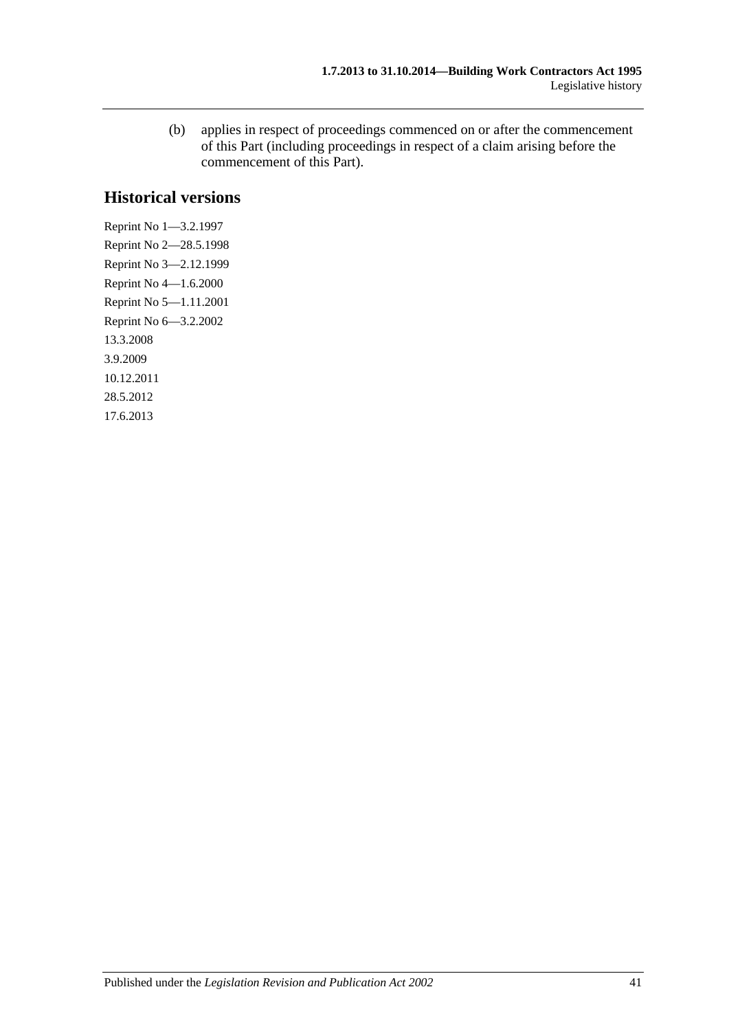(b) applies in respect of proceedings commenced on or after the commencement of this Part (including proceedings in respect of a claim arising before the commencement of this Part).

## Historical versions

Reprint No 1—3.2.1997

Reprint No 2—28.5.1998

Reprint No 3—2.12.1999

Reprint No 4—1.6.2000

Reprint No 5—1.11.2001

Reprint No 6—3.2.2002

13.3.2008

3.9.2009

10.12.2011

28.5.2012

17.6.2013